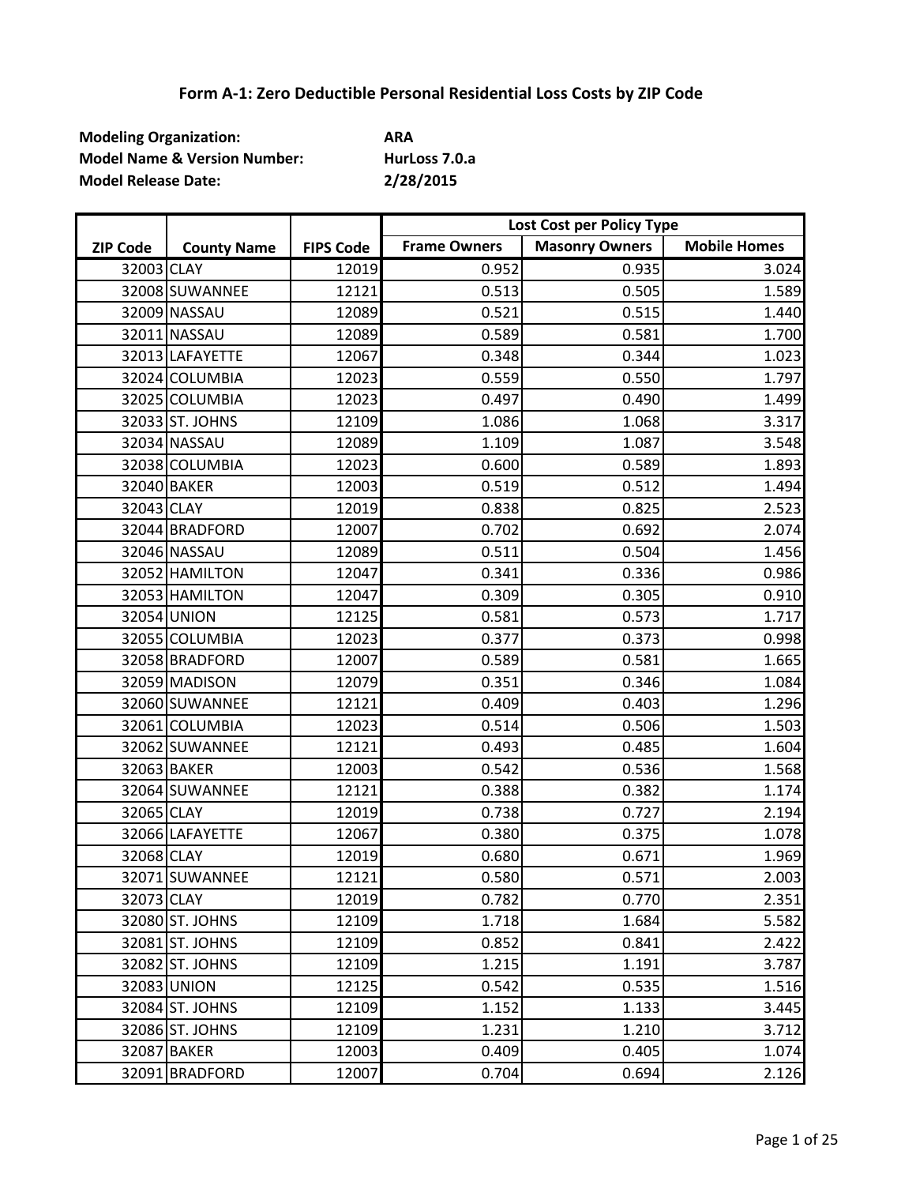# Form A-1: Zero Deductible Personal Residential Loss Costs by ZIP Code

**Modeling Organization:** **ARA**
**Model Name & Version Number:** **HurLoss 7.0.a**
**Model Release Date:** **2/28/2015**

| ZIP Code | County Name | FIPS Code | Lost Cost per Policy Type | | |
|---|---|---|---|---|---|
| | | | Frame Owners | Masonry Owners | Mobile Homes |
| 32003 | CLAY | 12019 | 0.952 | 0.935 | 3.024 |
| 32008 | SUWANNEE | 12121 | 0.513 | 0.505 | 1.589 |
| 32009 | NASSAU | 12089 | 0.521 | 0.515 | 1.440 |
| 32011 | NASSAU | 12089 | 0.589 | 0.581 | 1.700 |
| 32013 | LAFAYETTE | 12067 | 0.348 | 0.344 | 1.023 |
| 32024 | COLUMBIA | 12023 | 0.559 | 0.550 | 1.797 |
| 32025 | COLUMBIA | 12023 | 0.497 | 0.490 | 1.499 |
| 32033 | ST. JOHNS | 12109 | 1.086 | 1.068 | 3.317 |
| 32034 | NASSAU | 12089 | 1.109 | 1.087 | 3.548 |
| 32038 | COLUMBIA | 12023 | 0.600 | 0.589 | 1.893 |
| 32040 | BAKER | 12003 | 0.519 | 0.512 | 1.494 |
| 32043 | CLAY | 12019 | 0.838 | 0.825 | 2.523 |
| 32044 | BRADFORD | 12007 | 0.702 | 0.692 | 2.074 |
| 32046 | NASSAU | 12089 | 0.511 | 0.504 | 1.456 |
| 32052 | HAMILTON | 12047 | 0.341 | 0.336 | 0.986 |
| 32053 | HAMILTON | 12047 | 0.309 | 0.305 | 0.910 |
| 32054 | UNION | 12125 | 0.581 | 0.573 | 1.717 |
| 32055 | COLUMBIA | 12023 | 0.377 | 0.373 | 0.998 |
| 32058 | BRADFORD | 12007 | 0.589 | 0.581 | 1.665 |
| 32059 | MADISON | 12079 | 0.351 | 0.346 | 1.084 |
| 32060 | SUWANNEE | 12121 | 0.409 | 0.403 | 1.296 |
| 32061 | COLUMBIA | 12023 | 0.514 | 0.506 | 1.503 |
| 32062 | SUWANNEE | 12121 | 0.493 | 0.485 | 1.604 |
| 32063 | BAKER | 12003 | 0.542 | 0.536 | 1.568 |
| 32064 | SUWANNEE | 12121 | 0.388 | 0.382 | 1.174 |
| 32065 | CLAY | 12019 | 0.738 | 0.727 | 2.194 |
| 32066 | LAFAYETTE | 12067 | 0.380 | 0.375 | 1.078 |
| 32068 | CLAY | 12019 | 0.680 | 0.671 | 1.969 |
| 32071 | SUWANNEE | 12121 | 0.580 | 0.571 | 2.003 |
| 32073 | CLAY | 12019 | 0.782 | 0.770 | 2.351 |
| 32080 | ST. JOHNS | 12109 | 1.718 | 1.684 | 5.582 |
| 32081 | ST. JOHNS | 12109 | 0.852 | 0.841 | 2.422 |
| 32082 | ST. JOHNS | 12109 | 1.215 | 1.191 | 3.787 |
| 32083 | UNION | 12125 | 0.542 | 0.535 | 1.516 |
| 32084 | ST. JOHNS | 12109 | 1.152 | 1.133 | 3.445 |
| 32086 | ST. JOHNS | 12109 | 1.231 | 1.210 | 3.712 |
| 32087 | BAKER | 12003 | 0.409 | 0.405 | 1.074 |
| 32091 | BRADFORD | 12007 | 0.704 | 0.694 | 2.126 |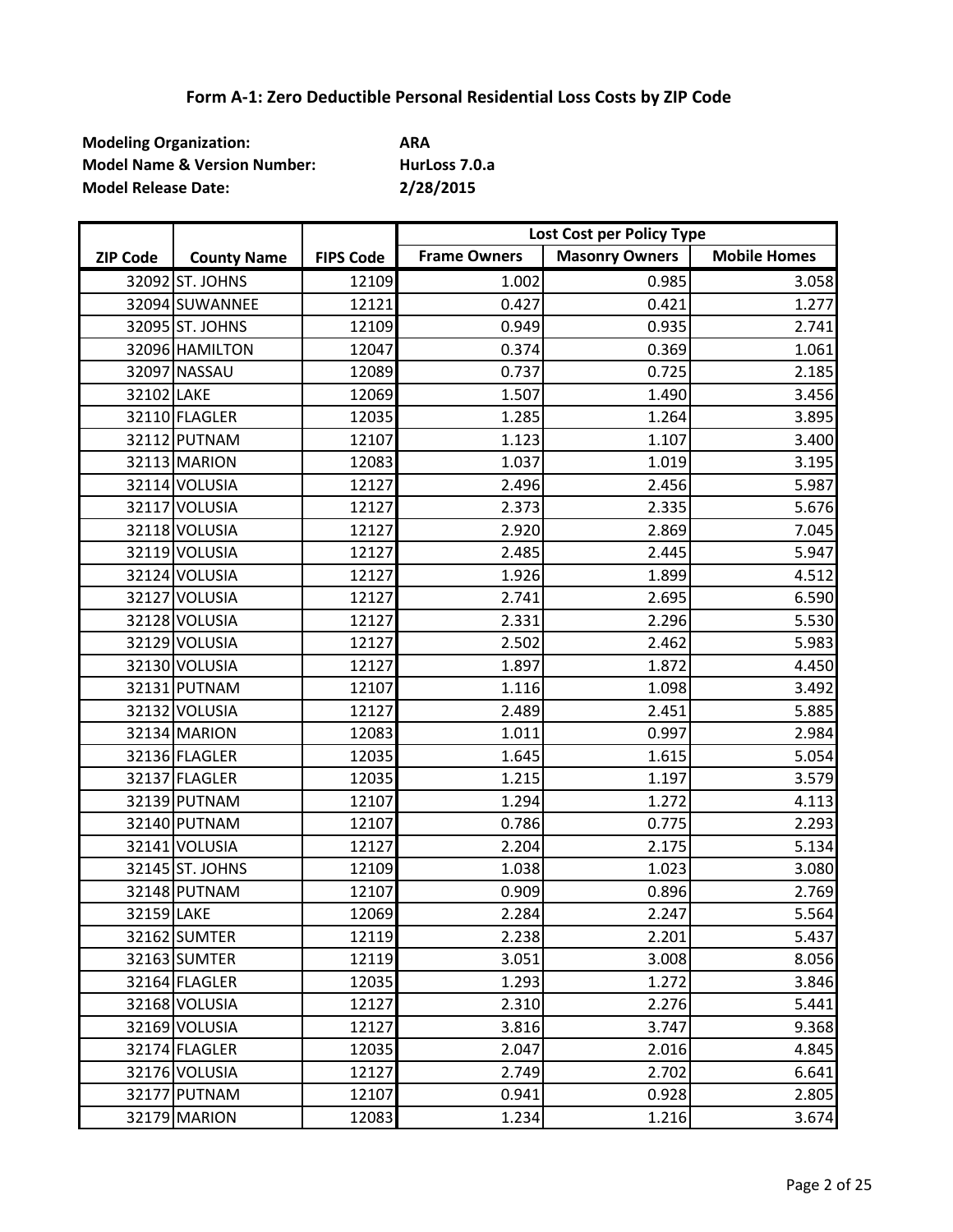# Form A-1: Zero Deductible Personal Residential Loss Costs by ZIP Code

**Modeling Organization:** **ARA**
**Model Name & Version Number:** **HurLoss 7.0.a**
**Model Release Date:** **2/28/2015**

| ZIP Code | County Name | FIPS Code | Lost Cost per Policy Type | | |
|---|---|---|---|---|---|
| | | | Frame Owners | Masonry Owners | Mobile Homes |
| 32092 | ST. JOHNS | 12109 | 1.002 | 0.985 | 3.058 |
| 32094 | SUWANNEE | 12121 | 0.427 | 0.421 | 1.277 |
| 32095 | ST. JOHNS | 12109 | 0.949 | 0.935 | 2.741 |
| 32096 | HAMILTON | 12047 | 0.374 | 0.369 | 1.061 |
| 32097 | NASSAU | 12089 | 0.737 | 0.725 | 2.185 |
| 32102 | LAKE | 12069 | 1.507 | 1.490 | 3.456 |
| 32110 | FLAGLER | 12035 | 1.285 | 1.264 | 3.895 |
| 32112 | PUTNAM | 12107 | 1.123 | 1.107 | 3.400 |
| 32113 | MARION | 12083 | 1.037 | 1.019 | 3.195 |
| 32114 | VOLUSIA | 12127 | 2.496 | 2.456 | 5.987 |
| 32117 | VOLUSIA | 12127 | 2.373 | 2.335 | 5.676 |
| 32118 | VOLUSIA | 12127 | 2.920 | 2.869 | 7.045 |
| 32119 | VOLUSIA | 12127 | 2.485 | 2.445 | 5.947 |
| 32124 | VOLUSIA | 12127 | 1.926 | 1.899 | 4.512 |
| 32127 | VOLUSIA | 12127 | 2.741 | 2.695 | 6.590 |
| 32128 | VOLUSIA | 12127 | 2.331 | 2.296 | 5.530 |
| 32129 | VOLUSIA | 12127 | 2.502 | 2.462 | 5.983 |
| 32130 | VOLUSIA | 12127 | 1.897 | 1.872 | 4.450 |
| 32131 | PUTNAM | 12107 | 1.116 | 1.098 | 3.492 |
| 32132 | VOLUSIA | 12127 | 2.489 | 2.451 | 5.885 |
| 32134 | MARION | 12083 | 1.011 | 0.997 | 2.984 |
| 32136 | FLAGLER | 12035 | 1.645 | 1.615 | 5.054 |
| 32137 | FLAGLER | 12035 | 1.215 | 1.197 | 3.579 |
| 32139 | PUTNAM | 12107 | 1.294 | 1.272 | 4.113 |
| 32140 | PUTNAM | 12107 | 0.786 | 0.775 | 2.293 |
| 32141 | VOLUSIA | 12127 | 2.204 | 2.175 | 5.134 |
| 32145 | ST. JOHNS | 12109 | 1.038 | 1.023 | 3.080 |
| 32148 | PUTNAM | 12107 | 0.909 | 0.896 | 2.769 |
| 32159 | LAKE | 12069 | 2.284 | 2.247 | 5.564 |
| 32162 | SUMTER | 12119 | 2.238 | 2.201 | 5.437 |
| 32163 | SUMTER | 12119 | 3.051 | 3.008 | 8.056 |
| 32164 | FLAGLER | 12035 | 1.293 | 1.272 | 3.846 |
| 32168 | VOLUSIA | 12127 | 2.310 | 2.276 | 5.441 |
| 32169 | VOLUSIA | 12127 | 3.816 | 3.747 | 9.368 |
| 32174 | FLAGLER | 12035 | 2.047 | 2.016 | 4.845 |
| 32176 | VOLUSIA | 12127 | 2.749 | 2.702 | 6.641 |
| 32177 | PUTNAM | 12107 | 0.941 | 0.928 | 2.805 |
| 32179 | MARION | 12083 | 1.234 | 1.216 | 3.674 |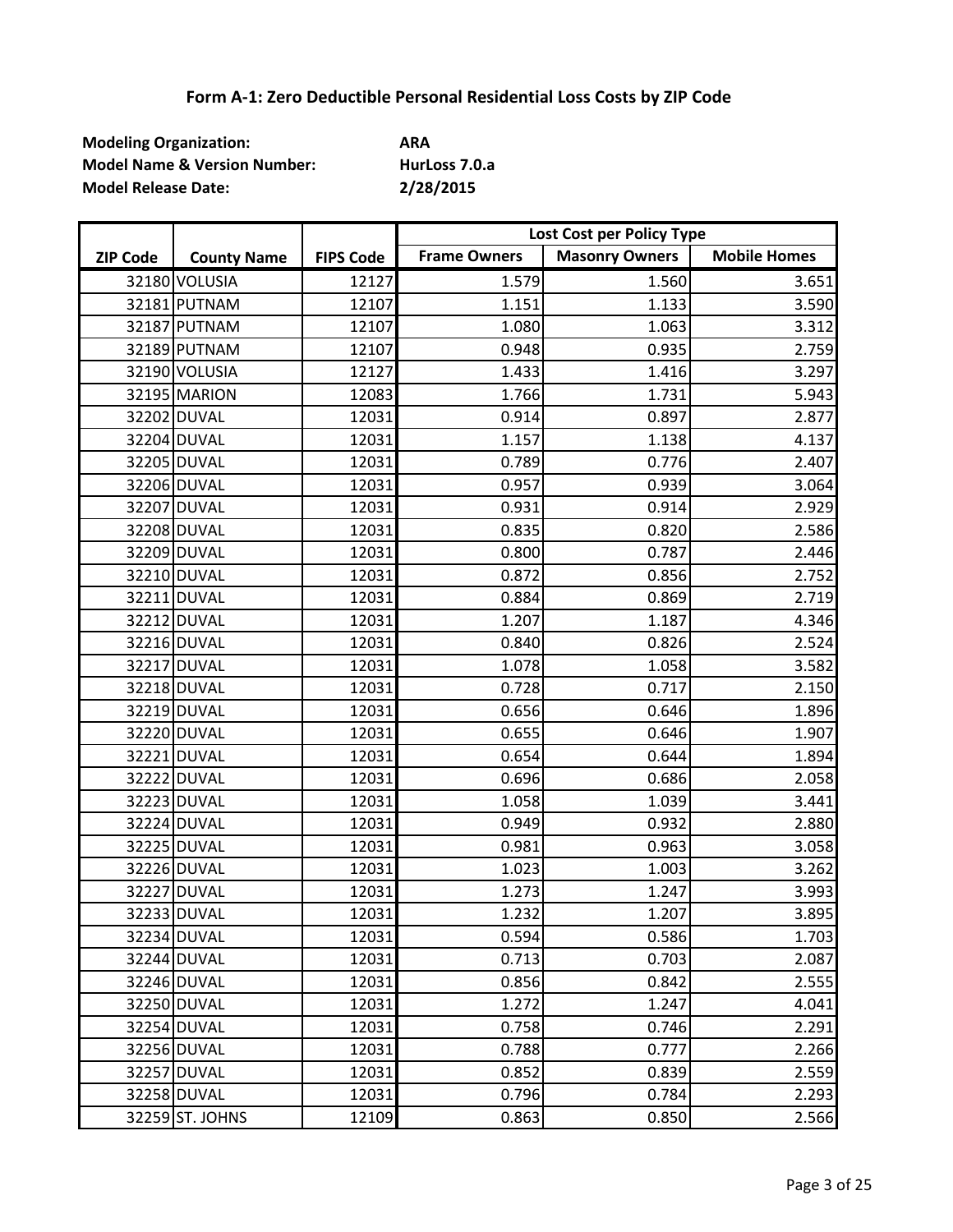## Form A-1: Zero Deductible Personal Residential Loss Costs by ZIP Code

**Modeling Organization:** ARA
**Model Name & Version Number:** HurLoss 7.0.a
**Model Release Date:** 2/28/2015

| ZIP Code | County Name | FIPS Code | Lost Cost per Policy Type | | |
|---|---|---|---|---|---|
| | | | Frame Owners | Masonry Owners | Mobile Homes |
| 32180 | VOLUSIA | 12127 | 1.579 | 1.560 | 3.651 |
| 32181 | PUTNAM | 12107 | 1.151 | 1.133 | 3.590 |
| 32187 | PUTNAM | 12107 | 1.080 | 1.063 | 3.312 |
| 32189 | PUTNAM | 12107 | 0.948 | 0.935 | 2.759 |
| 32190 | VOLUSIA | 12127 | 1.433 | 1.416 | 3.297 |
| 32195 | MARION | 12083 | 1.766 | 1.731 | 5.943 |
| 32202 | DUVAL | 12031 | 0.914 | 0.897 | 2.877 |
| 32204 | DUVAL | 12031 | 1.157 | 1.138 | 4.137 |
| 32205 | DUVAL | 12031 | 0.789 | 0.776 | 2.407 |
| 32206 | DUVAL | 12031 | 0.957 | 0.939 | 3.064 |
| 32207 | DUVAL | 12031 | 0.931 | 0.914 | 2.929 |
| 32208 | DUVAL | 12031 | 0.835 | 0.820 | 2.586 |
| 32209 | DUVAL | 12031 | 0.800 | 0.787 | 2.446 |
| 32210 | DUVAL | 12031 | 0.872 | 0.856 | 2.752 |
| 32211 | DUVAL | 12031 | 0.884 | 0.869 | 2.719 |
| 32212 | DUVAL | 12031 | 1.207 | 1.187 | 4.346 |
| 32216 | DUVAL | 12031 | 0.840 | 0.826 | 2.524 |
| 32217 | DUVAL | 12031 | 1.078 | 1.058 | 3.582 |
| 32218 | DUVAL | 12031 | 0.728 | 0.717 | 2.150 |
| 32219 | DUVAL | 12031 | 0.656 | 0.646 | 1.896 |
| 32220 | DUVAL | 12031 | 0.655 | 0.646 | 1.907 |
| 32221 | DUVAL | 12031 | 0.654 | 0.644 | 1.894 |
| 32222 | DUVAL | 12031 | 0.696 | 0.686 | 2.058 |
| 32223 | DUVAL | 12031 | 1.058 | 1.039 | 3.441 |
| 32224 | DUVAL | 12031 | 0.949 | 0.932 | 2.880 |
| 32225 | DUVAL | 12031 | 0.981 | 0.963 | 3.058 |
| 32226 | DUVAL | 12031 | 1.023 | 1.003 | 3.262 |
| 32227 | DUVAL | 12031 | 1.273 | 1.247 | 3.993 |
| 32233 | DUVAL | 12031 | 1.232 | 1.207 | 3.895 |
| 32234 | DUVAL | 12031 | 0.594 | 0.586 | 1.703 |
| 32244 | DUVAL | 12031 | 0.713 | 0.703 | 2.087 |
| 32246 | DUVAL | 12031 | 0.856 | 0.842 | 2.555 |
| 32250 | DUVAL | 12031 | 1.272 | 1.247 | 4.041 |
| 32254 | DUVAL | 12031 | 0.758 | 0.746 | 2.291 |
| 32256 | DUVAL | 12031 | 0.788 | 0.777 | 2.266 |
| 32257 | DUVAL | 12031 | 0.852 | 0.839 | 2.559 |
| 32258 | DUVAL | 12031 | 0.796 | 0.784 | 2.293 |
| 32259 | ST. JOHNS | 12109 | 0.863 | 0.850 | 2.566 |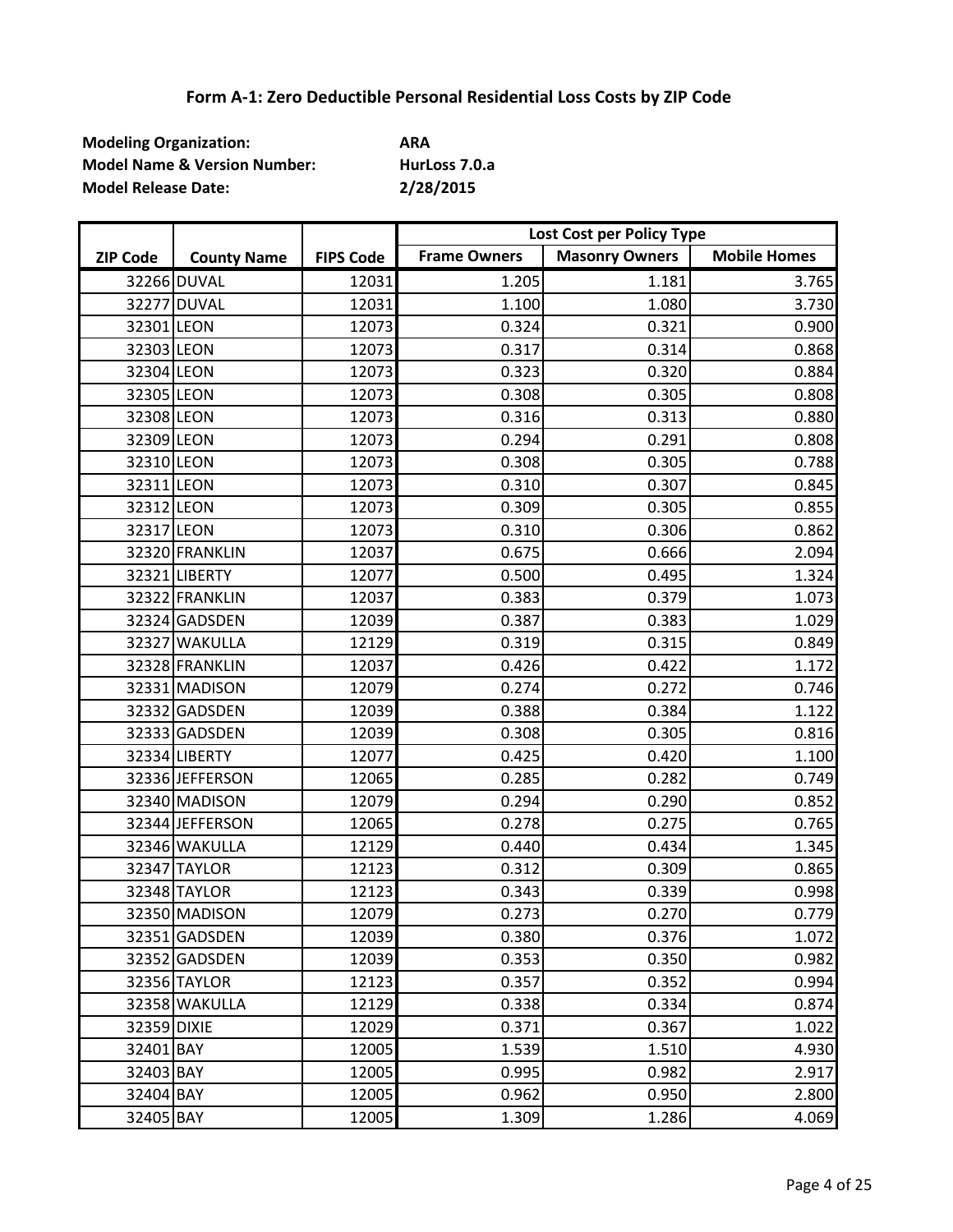## Form A-1: Zero Deductible Personal Residential Loss Costs by ZIP Code

**Modeling Organization:** **ARA**
**Model Name & Version Number:** **HurLoss 7.0.a**
**Model Release Date:** **2/28/2015**

| ZIP Code | County Name | FIPS Code | Lost Cost per Policy Type | | |
|---|---|---|---|---|---|
| | | | **Frame Owners** | **Masonry Owners** | **Mobile Homes** |
| 32266 | DUVAL | 12031 | 1.205 | 1.181 | 3.765 |
| 32277 | DUVAL | 12031 | 1.100 | 1.080 | 3.730 |
| 32301 | LEON | 12073 | 0.324 | 0.321 | 0.900 |
| 32303 | LEON | 12073 | 0.317 | 0.314 | 0.868 |
| 32304 | LEON | 12073 | 0.323 | 0.320 | 0.884 |
| 32305 | LEON | 12073 | 0.308 | 0.305 | 0.808 |
| 32308 | LEON | 12073 | 0.316 | 0.313 | 0.880 |
| 32309 | LEON | 12073 | 0.294 | 0.291 | 0.808 |
| 32310 | LEON | 12073 | 0.308 | 0.305 | 0.788 |
| 32311 | LEON | 12073 | 0.310 | 0.307 | 0.845 |
| 32312 | LEON | 12073 | 0.309 | 0.305 | 0.855 |
| 32317 | LEON | 12073 | 0.310 | 0.306 | 0.862 |
| 32320 | FRANKLIN | 12037 | 0.675 | 0.666 | 2.094 |
| 32321 | LIBERTY | 12077 | 0.500 | 0.495 | 1.324 |
| 32322 | FRANKLIN | 12037 | 0.383 | 0.379 | 1.073 |
| 32324 | GADSDEN | 12039 | 0.387 | 0.383 | 1.029 |
| 32327 | WAKULLA | 12129 | 0.319 | 0.315 | 0.849 |
| 32328 | FRANKLIN | 12037 | 0.426 | 0.422 | 1.172 |
| 32331 | MADISON | 12079 | 0.274 | 0.272 | 0.746 |
| 32332 | GADSDEN | 12039 | 0.388 | 0.384 | 1.122 |
| 32333 | GADSDEN | 12039 | 0.308 | 0.305 | 0.816 |
| 32334 | LIBERTY | 12077 | 0.425 | 0.420 | 1.100 |
| 32336 | JEFFERSON | 12065 | 0.285 | 0.282 | 0.749 |
| 32340 | MADISON | 12079 | 0.294 | 0.290 | 0.852 |
| 32344 | JEFFERSON | 12065 | 0.278 | 0.275 | 0.765 |
| 32346 | WAKULLA | 12129 | 0.440 | 0.434 | 1.345 |
| 32347 | TAYLOR | 12123 | 0.312 | 0.309 | 0.865 |
| 32348 | TAYLOR | 12123 | 0.343 | 0.339 | 0.998 |
| 32350 | MADISON | 12079 | 0.273 | 0.270 | 0.779 |
| 32351 | GADSDEN | 12039 | 0.380 | 0.376 | 1.072 |
| 32352 | GADSDEN | 12039 | 0.353 | 0.350 | 0.982 |
| 32356 | TAYLOR | 12123 | 0.357 | 0.352 | 0.994 |
| 32358 | WAKULLA | 12129 | 0.338 | 0.334 | 0.874 |
| 32359 | DIXIE | 12029 | 0.371 | 0.367 | 1.022 |
| 32401 | BAY | 12005 | 1.539 | 1.510 | 4.930 |
| 32403 | BAY | 12005 | 0.995 | 0.982 | 2.917 |
| 32404 | BAY | 12005 | 0.962 | 0.950 | 2.800 |
| 32405 | BAY | 12005 | 1.309 | 1.286 | 4.069 |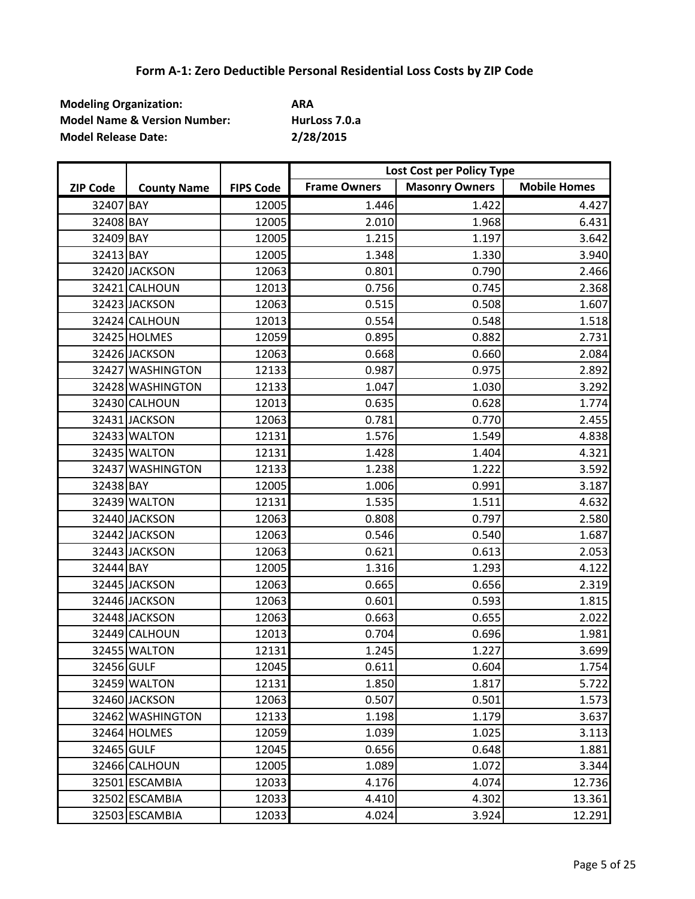## Form A-1: Zero Deductible Personal Residential Loss Costs by ZIP Code

**Modeling Organization:** ARA
**Model Name & Version Number:** HurLoss 7.0.a
**Model Release Date:** 2/28/2015

| ZIP Code | County Name | FIPS Code | Lost Cost per Policy Type | | |
|---|---|---|---|---|---|
| | | | Frame Owners | Masonry Owners | Mobile Homes |
| 32407 | BAY | 12005 | 1.446 | 1.422 | 4.427 |
| 32408 | BAY | 12005 | 2.010 | 1.968 | 6.431 |
| 32409 | BAY | 12005 | 1.215 | 1.197 | 3.642 |
| 32413 | BAY | 12005 | 1.348 | 1.330 | 3.940 |
| 32420 | JACKSON | 12063 | 0.801 | 0.790 | 2.466 |
| 32421 | CALHOUN | 12013 | 0.756 | 0.745 | 2.368 |
| 32423 | JACKSON | 12063 | 0.515 | 0.508 | 1.607 |
| 32424 | CALHOUN | 12013 | 0.554 | 0.548 | 1.518 |
| 32425 | HOLMES | 12059 | 0.895 | 0.882 | 2.731 |
| 32426 | JACKSON | 12063 | 0.668 | 0.660 | 2.084 |
| 32427 | WASHINGTON | 12133 | 0.987 | 0.975 | 2.892 |
| 32428 | WASHINGTON | 12133 | 1.047 | 1.030 | 3.292 |
| 32430 | CALHOUN | 12013 | 0.635 | 0.628 | 1.774 |
| 32431 | JACKSON | 12063 | 0.781 | 0.770 | 2.455 |
| 32433 | WALTON | 12131 | 1.576 | 1.549 | 4.838 |
| 32435 | WALTON | 12131 | 1.428 | 1.404 | 4.321 |
| 32437 | WASHINGTON | 12133 | 1.238 | 1.222 | 3.592 |
| 32438 | BAY | 12005 | 1.006 | 0.991 | 3.187 |
| 32439 | WALTON | 12131 | 1.535 | 1.511 | 4.632 |
| 32440 | JACKSON | 12063 | 0.808 | 0.797 | 2.580 |
| 32442 | JACKSON | 12063 | 0.546 | 0.540 | 1.687 |
| 32443 | JACKSON | 12063 | 0.621 | 0.613 | 2.053 |
| 32444 | BAY | 12005 | 1.316 | 1.293 | 4.122 |
| 32445 | JACKSON | 12063 | 0.665 | 0.656 | 2.319 |
| 32446 | JACKSON | 12063 | 0.601 | 0.593 | 1.815 |
| 32448 | JACKSON | 12063 | 0.663 | 0.655 | 2.022 |
| 32449 | CALHOUN | 12013 | 0.704 | 0.696 | 1.981 |
| 32455 | WALTON | 12131 | 1.245 | 1.227 | 3.699 |
| 32456 | GULF | 12045 | 0.611 | 0.604 | 1.754 |
| 32459 | WALTON | 12131 | 1.850 | 1.817 | 5.722 |
| 32460 | JACKSON | 12063 | 0.507 | 0.501 | 1.573 |
| 32462 | WASHINGTON | 12133 | 1.198 | 1.179 | 3.637 |
| 32464 | HOLMES | 12059 | 1.039 | 1.025 | 3.113 |
| 32465 | GULF | 12045 | 0.656 | 0.648 | 1.881 |
| 32466 | CALHOUN | 12005 | 1.089 | 1.072 | 3.344 |
| 32501 | ESCAMBIA | 12033 | 4.176 | 4.074 | 12.736 |
| 32502 | ESCAMBIA | 12033 | 4.410 | 4.302 | 13.361 |
| 32503 | ESCAMBIA | 12033 | 4.024 | 3.924 | 12.291 |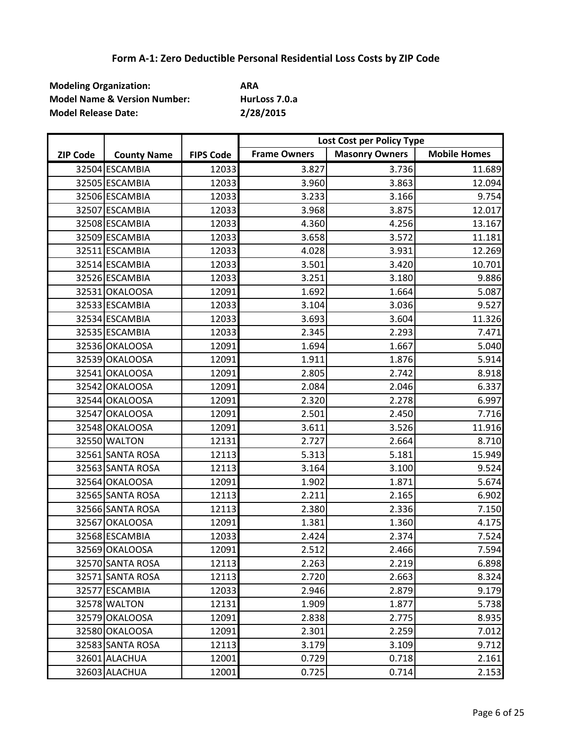# Form A-1: Zero Deductible Personal Residential Loss Costs by ZIP Code

**Modeling Organization:** **ARA**
**Model Name & Version Number:** **HurLoss 7.0.a**
**Model Release Date:** **2/28/2015**

| ZIP Code | County Name | FIPS Code | Lost Cost per Policy Type | | |
|---|---|---|---|---|---|
| | | | Frame Owners | Masonry Owners | Mobile Homes |
| 32504 | ESCAMBIA | 12033 | 3.827 | 3.736 | 11.689 |
| 32505 | ESCAMBIA | 12033 | 3.960 | 3.863 | 12.094 |
| 32506 | ESCAMBIA | 12033 | 3.233 | 3.166 | 9.754 |
| 32507 | ESCAMBIA | 12033 | 3.968 | 3.875 | 12.017 |
| 32508 | ESCAMBIA | 12033 | 4.360 | 4.256 | 13.167 |
| 32509 | ESCAMBIA | 12033 | 3.658 | 3.572 | 11.181 |
| 32511 | ESCAMBIA | 12033 | 4.028 | 3.931 | 12.269 |
| 32514 | ESCAMBIA | 12033 | 3.501 | 3.420 | 10.701 |
| 32526 | ESCAMBIA | 12033 | 3.251 | 3.180 | 9.886 |
| 32531 | OKALOOSA | 12091 | 1.692 | 1.664 | 5.087 |
| 32533 | ESCAMBIA | 12033 | 3.104 | 3.036 | 9.527 |
| 32534 | ESCAMBIA | 12033 | 3.693 | 3.604 | 11.326 |
| 32535 | ESCAMBIA | 12033 | 2.345 | 2.293 | 7.471 |
| 32536 | OKALOOSA | 12091 | 1.694 | 1.667 | 5.040 |
| 32539 | OKALOOSA | 12091 | 1.911 | 1.876 | 5.914 |
| 32541 | OKALOOSA | 12091 | 2.805 | 2.742 | 8.918 |
| 32542 | OKALOOSA | 12091 | 2.084 | 2.046 | 6.337 |
| 32544 | OKALOOSA | 12091 | 2.320 | 2.278 | 6.997 |
| 32547 | OKALOOSA | 12091 | 2.501 | 2.450 | 7.716 |
| 32548 | OKALOOSA | 12091 | 3.611 | 3.526 | 11.916 |
| 32550 | WALTON | 12131 | 2.727 | 2.664 | 8.710 |
| 32561 | SANTA ROSA | 12113 | 5.313 | 5.181 | 15.949 |
| 32563 | SANTA ROSA | 12113 | 3.164 | 3.100 | 9.524 |
| 32564 | OKALOOSA | 12091 | 1.902 | 1.871 | 5.674 |
| 32565 | SANTA ROSA | 12113 | 2.211 | 2.165 | 6.902 |
| 32566 | SANTA ROSA | 12113 | 2.380 | 2.336 | 7.150 |
| 32567 | OKALOOSA | 12091 | 1.381 | 1.360 | 4.175 |
| 32568 | ESCAMBIA | 12033 | 2.424 | 2.374 | 7.524 |
| 32569 | OKALOOSA | 12091 | 2.512 | 2.466 | 7.594 |
| 32570 | SANTA ROSA | 12113 | 2.263 | 2.219 | 6.898 |
| 32571 | SANTA ROSA | 12113 | 2.720 | 2.663 | 8.324 |
| 32577 | ESCAMBIA | 12033 | 2.946 | 2.879 | 9.179 |
| 32578 | WALTON | 12131 | 1.909 | 1.877 | 5.738 |
| 32579 | OKALOOSA | 12091 | 2.838 | 2.775 | 8.935 |
| 32580 | OKALOOSA | 12091 | 2.301 | 2.259 | 7.012 |
| 32583 | SANTA ROSA | 12113 | 3.179 | 3.109 | 9.712 |
| 32601 | ALACHUA | 12001 | 0.729 | 0.718 | 2.161 |
| 32603 | ALACHUA | 12001 | 0.725 | 0.714 | 2.153 |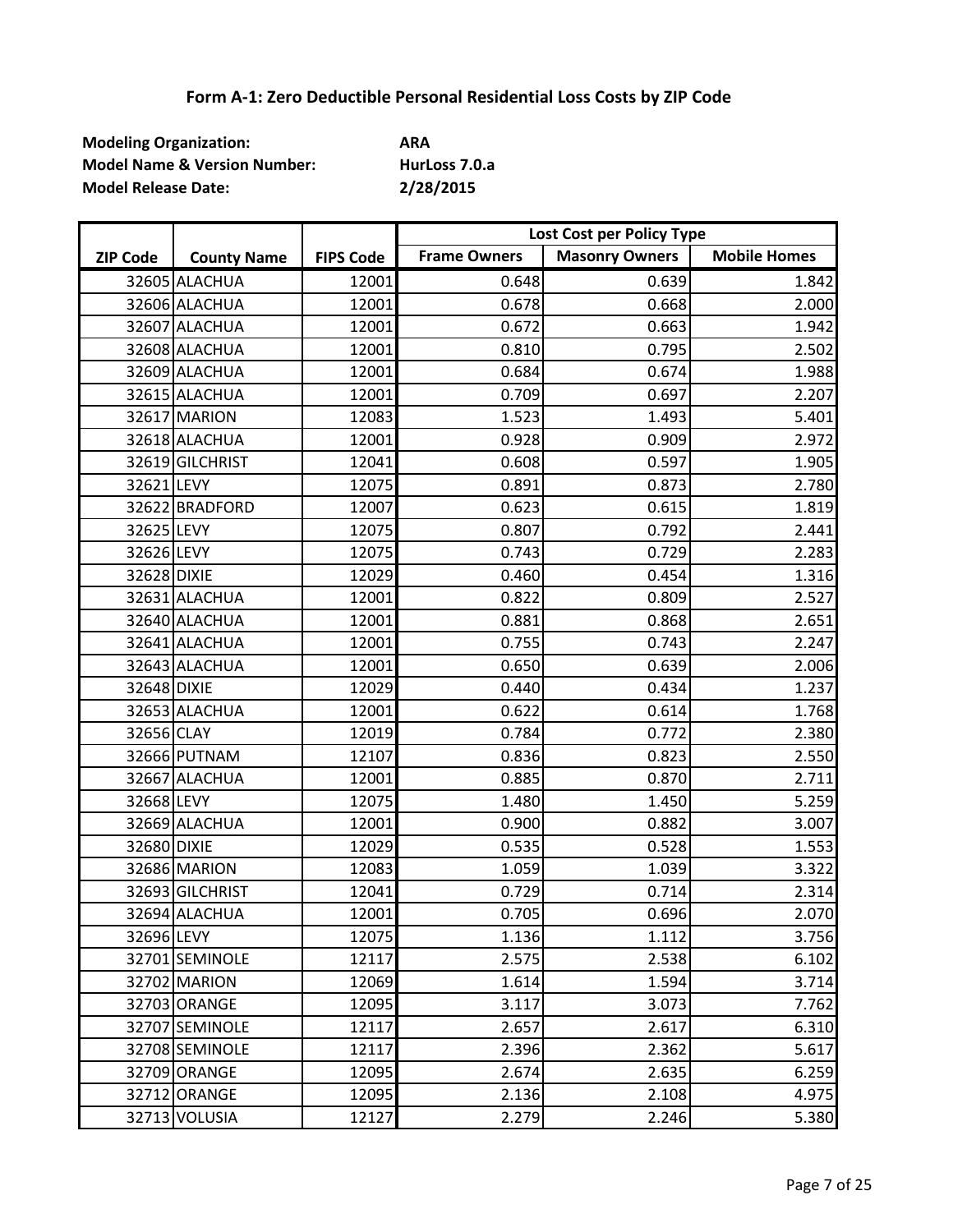## Form A-1: Zero Deductible Personal Residential Loss Costs by ZIP Code

**Modeling Organization:** ARA
**Model Name & Version Number:** HurLoss 7.0.a
**Model Release Date:** 2/28/2015

| ZIP Code | County Name | FIPS Code | Lost Cost per Policy Type | | |
|---|---|---|---|---|---|
| | | | Frame Owners | Masonry Owners | Mobile Homes |
| 32605 | ALACHUA | 12001 | 0.648 | 0.639 | 1.842 |
| 32606 | ALACHUA | 12001 | 0.678 | 0.668 | 2.000 |
| 32607 | ALACHUA | 12001 | 0.672 | 0.663 | 1.942 |
| 32608 | ALACHUA | 12001 | 0.810 | 0.795 | 2.502 |
| 32609 | ALACHUA | 12001 | 0.684 | 0.674 | 1.988 |
| 32615 | ALACHUA | 12001 | 0.709 | 0.697 | 2.207 |
| 32617 | MARION | 12083 | 1.523 | 1.493 | 5.401 |
| 32618 | ALACHUA | 12001 | 0.928 | 0.909 | 2.972 |
| 32619 | GILCHRIST | 12041 | 0.608 | 0.597 | 1.905 |
| 32621 | LEVY | 12075 | 0.891 | 0.873 | 2.780 |
| 32622 | BRADFORD | 12007 | 0.623 | 0.615 | 1.819 |
| 32625 | LEVY | 12075 | 0.807 | 0.792 | 2.441 |
| 32626 | LEVY | 12075 | 0.743 | 0.729 | 2.283 |
| 32628 | DIXIE | 12029 | 0.460 | 0.454 | 1.316 |
| 32631 | ALACHUA | 12001 | 0.822 | 0.809 | 2.527 |
| 32640 | ALACHUA | 12001 | 0.881 | 0.868 | 2.651 |
| 32641 | ALACHUA | 12001 | 0.755 | 0.743 | 2.247 |
| 32643 | ALACHUA | 12001 | 0.650 | 0.639 | 2.006 |
| 32648 | DIXIE | 12029 | 0.440 | 0.434 | 1.237 |
| 32653 | ALACHUA | 12001 | 0.622 | 0.614 | 1.768 |
| 32656 | CLAY | 12019 | 0.784 | 0.772 | 2.380 |
| 32666 | PUTNAM | 12107 | 0.836 | 0.823 | 2.550 |
| 32667 | ALACHUA | 12001 | 0.885 | 0.870 | 2.711 |
| 32668 | LEVY | 12075 | 1.480 | 1.450 | 5.259 |
| 32669 | ALACHUA | 12001 | 0.900 | 0.882 | 3.007 |
| 32680 | DIXIE | 12029 | 0.535 | 0.528 | 1.553 |
| 32686 | MARION | 12083 | 1.059 | 1.039 | 3.322 |
| 32693 | GILCHRIST | 12041 | 0.729 | 0.714 | 2.314 |
| 32694 | ALACHUA | 12001 | 0.705 | 0.696 | 2.070 |
| 32696 | LEVY | 12075 | 1.136 | 1.112 | 3.756 |
| 32701 | SEMINOLE | 12117 | 2.575 | 2.538 | 6.102 |
| 32702 | MARION | 12069 | 1.614 | 1.594 | 3.714 |
| 32703 | ORANGE | 12095 | 3.117 | 3.073 | 7.762 |
| 32707 | SEMINOLE | 12117 | 2.657 | 2.617 | 6.310 |
| 32708 | SEMINOLE | 12117 | 2.396 | 2.362 | 5.617 |
| 32709 | ORANGE | 12095 | 2.674 | 2.635 | 6.259 |
| 32712 | ORANGE | 12095 | 2.136 | 2.108 | 4.975 |
| 32713 | VOLUSIA | 12127 | 2.279 | 2.246 | 5.380 |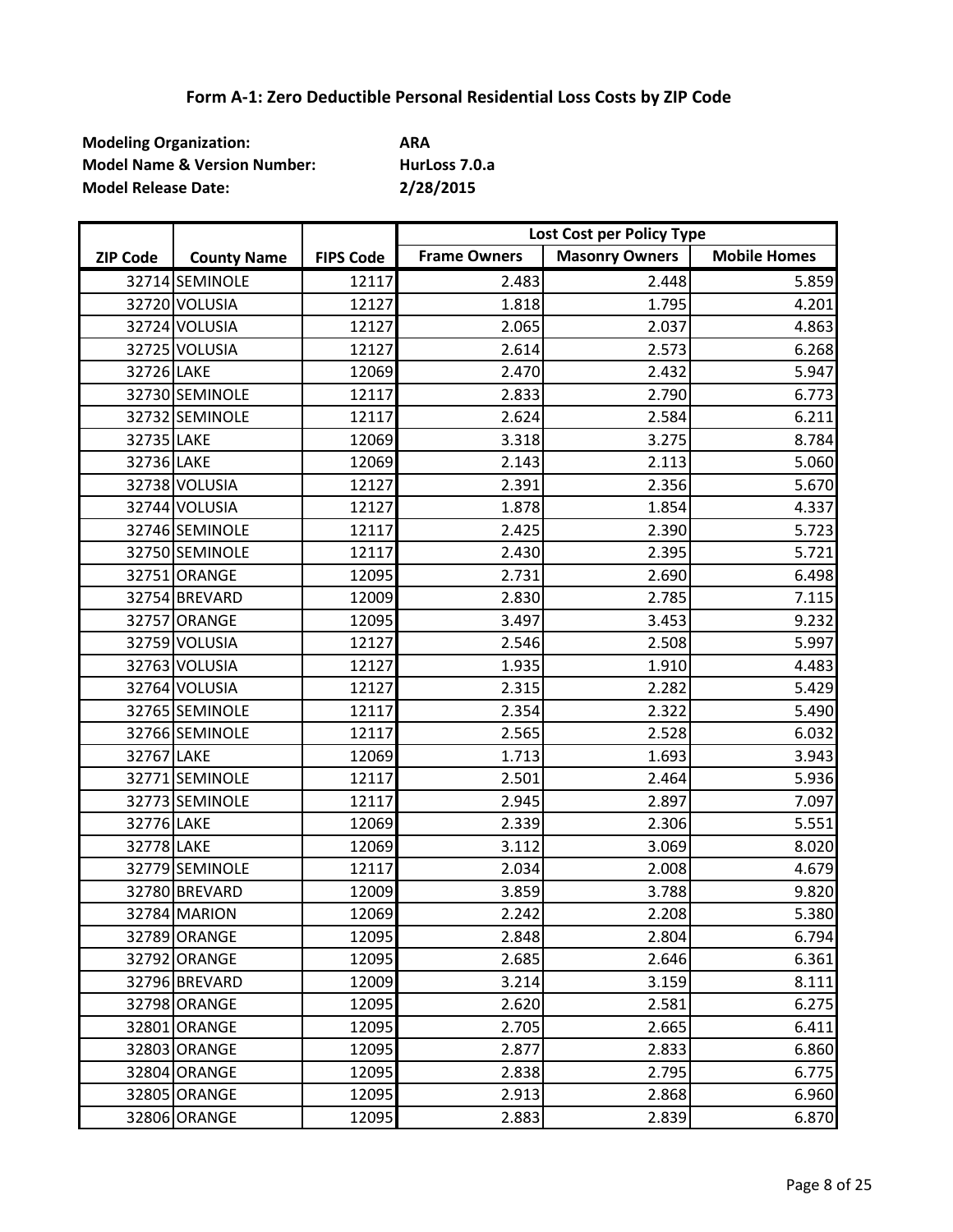# Form A-1: Zero Deductible Personal Residential Loss Costs by ZIP Code

**Modeling Organization:** ARA
**Model Name & Version Number:** HurLoss 7.0.a
**Model Release Date:** 2/28/2015

| | | | Lost Cost per Policy Type | | |
|---|---|---|---|---|---|
| **ZIP Code** | **County Name** | **FIPS Code** | **Frame Owners** | **Masonry Owners** | **Mobile Homes** |
| 32714 | SEMINOLE | 12117 | 2.483 | 2.448 | 5.859 |
| 32720 | VOLUSIA | 12127 | 1.818 | 1.795 | 4.201 |
| 32724 | VOLUSIA | 12127 | 2.065 | 2.037 | 4.863 |
| 32725 | VOLUSIA | 12127 | 2.614 | 2.573 | 6.268 |
| 32726 | LAKE | 12069 | 2.470 | 2.432 | 5.947 |
| 32730 | SEMINOLE | 12117 | 2.833 | 2.790 | 6.773 |
| 32732 | SEMINOLE | 12117 | 2.624 | 2.584 | 6.211 |
| 32735 | LAKE | 12069 | 3.318 | 3.275 | 8.784 |
| 32736 | LAKE | 12069 | 2.143 | 2.113 | 5.060 |
| 32738 | VOLUSIA | 12127 | 2.391 | 2.356 | 5.670 |
| 32744 | VOLUSIA | 12127 | 1.878 | 1.854 | 4.337 |
| 32746 | SEMINOLE | 12117 | 2.425 | 2.390 | 5.723 |
| 32750 | SEMINOLE | 12117 | 2.430 | 2.395 | 5.721 |
| 32751 | ORANGE | 12095 | 2.731 | 2.690 | 6.498 |
| 32754 | BREVARD | 12009 | 2.830 | 2.785 | 7.115 |
| 32757 | ORANGE | 12095 | 3.497 | 3.453 | 9.232 |
| 32759 | VOLUSIA | 12127 | 2.546 | 2.508 | 5.997 |
| 32763 | VOLUSIA | 12127 | 1.935 | 1.910 | 4.483 |
| 32764 | VOLUSIA | 12127 | 2.315 | 2.282 | 5.429 |
| 32765 | SEMINOLE | 12117 | 2.354 | 2.322 | 5.490 |
| 32766 | SEMINOLE | 12117 | 2.565 | 2.528 | 6.032 |
| 32767 | LAKE | 12069 | 1.713 | 1.693 | 3.943 |
| 32771 | SEMINOLE | 12117 | 2.501 | 2.464 | 5.936 |
| 32773 | SEMINOLE | 12117 | 2.945 | 2.897 | 7.097 |
| 32776 | LAKE | 12069 | 2.339 | 2.306 | 5.551 |
| 32778 | LAKE | 12069 | 3.112 | 3.069 | 8.020 |
| 32779 | SEMINOLE | 12117 | 2.034 | 2.008 | 4.679 |
| 32780 | BREVARD | 12009 | 3.859 | 3.788 | 9.820 |
| 32784 | MARION | 12069 | 2.242 | 2.208 | 5.380 |
| 32789 | ORANGE | 12095 | 2.848 | 2.804 | 6.794 |
| 32792 | ORANGE | 12095 | 2.685 | 2.646 | 6.361 |
| 32796 | BREVARD | 12009 | 3.214 | 3.159 | 8.111 |
| 32798 | ORANGE | 12095 | 2.620 | 2.581 | 6.275 |
| 32801 | ORANGE | 12095 | 2.705 | 2.665 | 6.411 |
| 32803 | ORANGE | 12095 | 2.877 | 2.833 | 6.860 |
| 32804 | ORANGE | 12095 | 2.838 | 2.795 | 6.775 |
| 32805 | ORANGE | 12095 | 2.913 | 2.868 | 6.960 |
| 32806 | ORANGE | 12095 | 2.883 | 2.839 | 6.870 |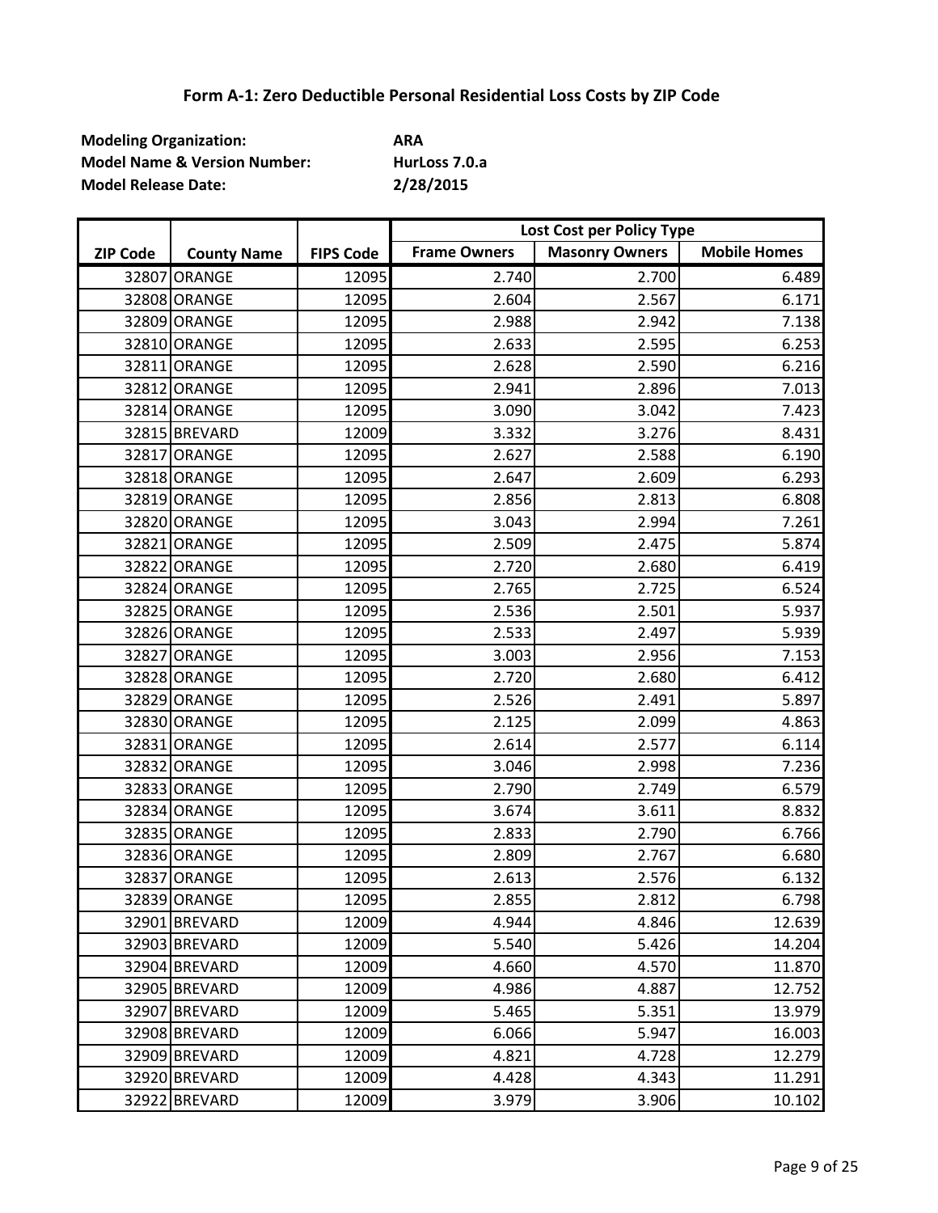## Form A-1: Zero Deductible Personal Residential Loss Costs by ZIP Code

**Modeling Organization:** **ARA**
**Model Name & Version Number:** **HurLoss 7.0.a**
**Model Release Date:** **2/28/2015**

| ZIP Code | County Name | FIPS Code | Lost Cost per Policy Type | | |
|---|---|---|---|---|---|
| | | | Frame Owners | Masonry Owners | Mobile Homes |
| 32807 | ORANGE | 12095 | 2.740 | 2.700 | 6.489 |
| 32808 | ORANGE | 12095 | 2.604 | 2.567 | 6.171 |
| 32809 | ORANGE | 12095 | 2.988 | 2.942 | 7.138 |
| 32810 | ORANGE | 12095 | 2.633 | 2.595 | 6.253 |
| 32811 | ORANGE | 12095 | 2.628 | 2.590 | 6.216 |
| 32812 | ORANGE | 12095 | 2.941 | 2.896 | 7.013 |
| 32814 | ORANGE | 12095 | 3.090 | 3.042 | 7.423 |
| 32815 | BREVARD | 12009 | 3.332 | 3.276 | 8.431 |
| 32817 | ORANGE | 12095 | 2.627 | 2.588 | 6.190 |
| 32818 | ORANGE | 12095 | 2.647 | 2.609 | 6.293 |
| 32819 | ORANGE | 12095 | 2.856 | 2.813 | 6.808 |
| 32820 | ORANGE | 12095 | 3.043 | 2.994 | 7.261 |
| 32821 | ORANGE | 12095 | 2.509 | 2.475 | 5.874 |
| 32822 | ORANGE | 12095 | 2.720 | 2.680 | 6.419 |
| 32824 | ORANGE | 12095 | 2.765 | 2.725 | 6.524 |
| 32825 | ORANGE | 12095 | 2.536 | 2.501 | 5.937 |
| 32826 | ORANGE | 12095 | 2.533 | 2.497 | 5.939 |
| 32827 | ORANGE | 12095 | 3.003 | 2.956 | 7.153 |
| 32828 | ORANGE | 12095 | 2.720 | 2.680 | 6.412 |
| 32829 | ORANGE | 12095 | 2.526 | 2.491 | 5.897 |
| 32830 | ORANGE | 12095 | 2.125 | 2.099 | 4.863 |
| 32831 | ORANGE | 12095 | 2.614 | 2.577 | 6.114 |
| 32832 | ORANGE | 12095 | 3.046 | 2.998 | 7.236 |
| 32833 | ORANGE | 12095 | 2.790 | 2.749 | 6.579 |
| 32834 | ORANGE | 12095 | 3.674 | 3.611 | 8.832 |
| 32835 | ORANGE | 12095 | 2.833 | 2.790 | 6.766 |
| 32836 | ORANGE | 12095 | 2.809 | 2.767 | 6.680 |
| 32837 | ORANGE | 12095 | 2.613 | 2.576 | 6.132 |
| 32839 | ORANGE | 12095 | 2.855 | 2.812 | 6.798 |
| 32901 | BREVARD | 12009 | 4.944 | 4.846 | 12.639 |
| 32903 | BREVARD | 12009 | 5.540 | 5.426 | 14.204 |
| 32904 | BREVARD | 12009 | 4.660 | 4.570 | 11.870 |
| 32905 | BREVARD | 12009 | 4.986 | 4.887 | 12.752 |
| 32907 | BREVARD | 12009 | 5.465 | 5.351 | 13.979 |
| 32908 | BREVARD | 12009 | 6.066 | 5.947 | 16.003 |
| 32909 | BREVARD | 12009 | 4.821 | 4.728 | 12.279 |
| 32920 | BREVARD | 12009 | 4.428 | 4.343 | 11.291 |
| 32922 | BREVARD | 12009 | 3.979 | 3.906 | 10.102 |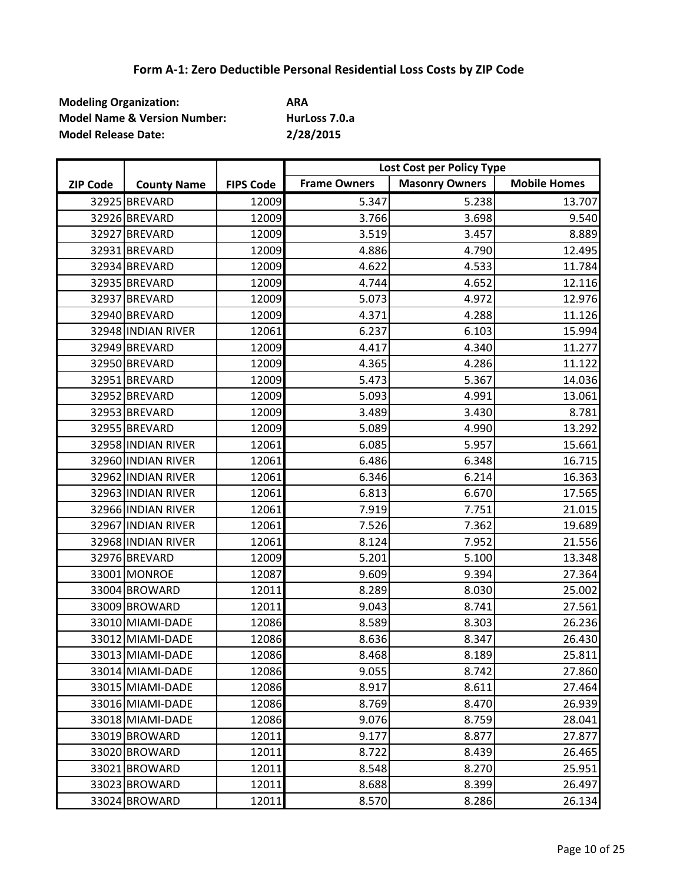# Form A-1: Zero Deductible Personal Residential Loss Costs by ZIP Code

**Modeling Organization:** ARA
**Model Name & Version Number:** HurLoss 7.0.a
**Model Release Date:** 2/28/2015

| ZIP Code | County Name | FIPS Code | Lost Cost per Policy Type | | |
|---|---|---|---|---|---|
| | | | Frame Owners | Masonry Owners | Mobile Homes |
| 32925 | BREVARD | 12009 | 5.347 | 5.238 | 13.707 |
| 32926 | BREVARD | 12009 | 3.766 | 3.698 | 9.540 |
| 32927 | BREVARD | 12009 | 3.519 | 3.457 | 8.889 |
| 32931 | BREVARD | 12009 | 4.886 | 4.790 | 12.495 |
| 32934 | BREVARD | 12009 | 4.622 | 4.533 | 11.784 |
| 32935 | BREVARD | 12009 | 4.744 | 4.652 | 12.116 |
| 32937 | BREVARD | 12009 | 5.073 | 4.972 | 12.976 |
| 32940 | BREVARD | 12009 | 4.371 | 4.288 | 11.126 |
| 32948 | INDIAN RIVER | 12061 | 6.237 | 6.103 | 15.994 |
| 32949 | BREVARD | 12009 | 4.417 | 4.340 | 11.277 |
| 32950 | BREVARD | 12009 | 4.365 | 4.286 | 11.122 |
| 32951 | BREVARD | 12009 | 5.473 | 5.367 | 14.036 |
| 32952 | BREVARD | 12009 | 5.093 | 4.991 | 13.061 |
| 32953 | BREVARD | 12009 | 3.489 | 3.430 | 8.781 |
| 32955 | BREVARD | 12009 | 5.089 | 4.990 | 13.292 |
| 32958 | INDIAN RIVER | 12061 | 6.085 | 5.957 | 15.661 |
| 32960 | INDIAN RIVER | 12061 | 6.486 | 6.348 | 16.715 |
| 32962 | INDIAN RIVER | 12061 | 6.346 | 6.214 | 16.363 |
| 32963 | INDIAN RIVER | 12061 | 6.813 | 6.670 | 17.565 |
| 32966 | INDIAN RIVER | 12061 | 7.919 | 7.751 | 21.015 |
| 32967 | INDIAN RIVER | 12061 | 7.526 | 7.362 | 19.689 |
| 32968 | INDIAN RIVER | 12061 | 8.124 | 7.952 | 21.556 |
| 32976 | BREVARD | 12009 | 5.201 | 5.100 | 13.348 |
| 33001 | MONROE | 12087 | 9.609 | 9.394 | 27.364 |
| 33004 | BROWARD | 12011 | 8.289 | 8.030 | 25.002 |
| 33009 | BROWARD | 12011 | 9.043 | 8.741 | 27.561 |
| 33010 | MIAMI-DADE | 12086 | 8.589 | 8.303 | 26.236 |
| 33012 | MIAMI-DADE | 12086 | 8.636 | 8.347 | 26.430 |
| 33013 | MIAMI-DADE | 12086 | 8.468 | 8.189 | 25.811 |
| 33014 | MIAMI-DADE | 12086 | 9.055 | 8.742 | 27.860 |
| 33015 | MIAMI-DADE | 12086 | 8.917 | 8.611 | 27.464 |
| 33016 | MIAMI-DADE | 12086 | 8.769 | 8.470 | 26.939 |
| 33018 | MIAMI-DADE | 12086 | 9.076 | 8.759 | 28.041 |
| 33019 | BROWARD | 12011 | 9.177 | 8.877 | 27.877 |
| 33020 | BROWARD | 12011 | 8.722 | 8.439 | 26.465 |
| 33021 | BROWARD | 12011 | 8.548 | 8.270 | 25.951 |
| 33023 | BROWARD | 12011 | 8.688 | 8.399 | 26.497 |
| 33024 | BROWARD | 12011 | 8.570 | 8.286 | 26.134 |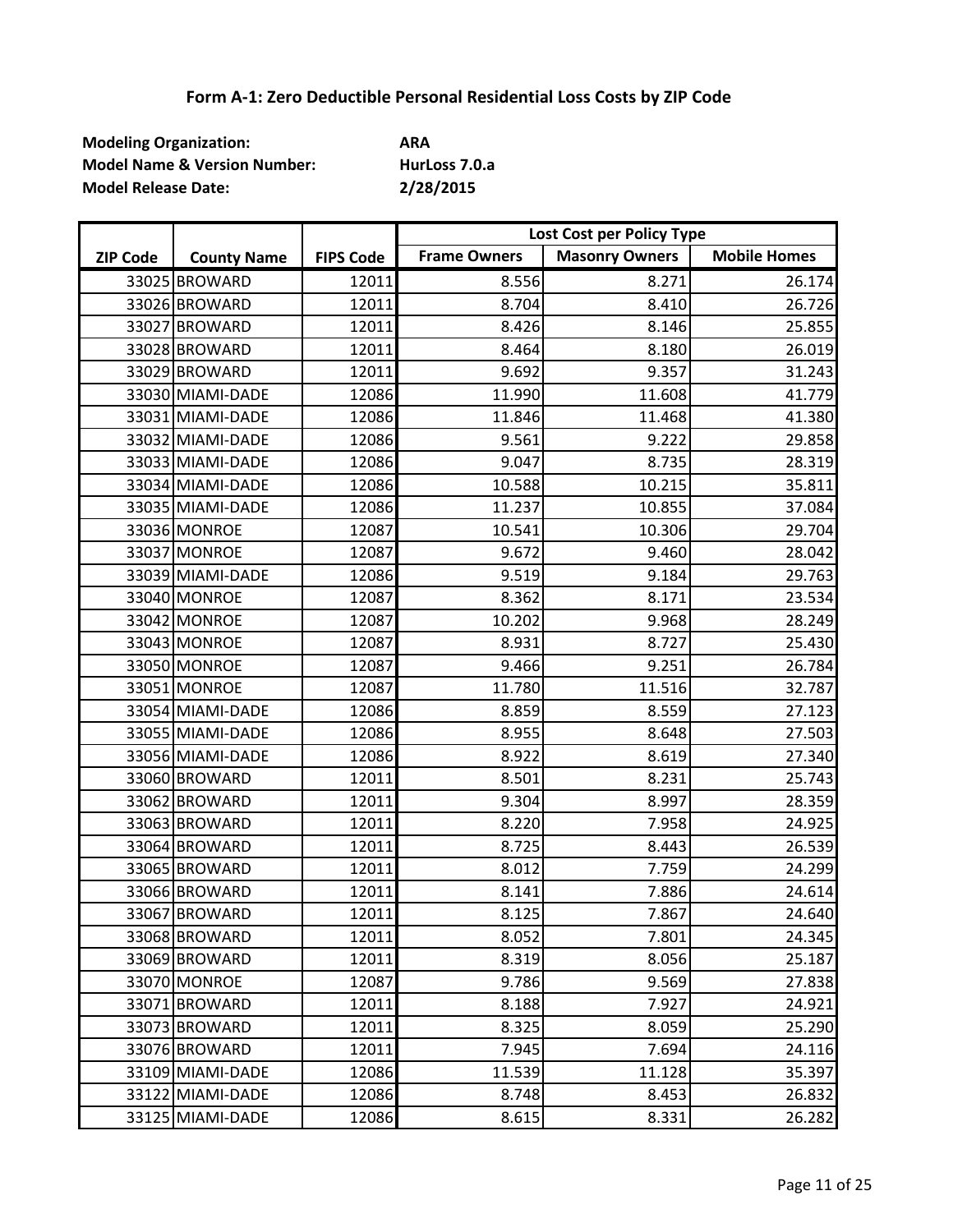## Form A-1: Zero Deductible Personal Residential Loss Costs by ZIP Code

**Modeling Organization:** **ARA**
**Model Name & Version Number:** **HurLoss 7.0.a**
**Model Release Date:** **2/28/2015**

| ZIP Code | County Name | FIPS Code | Lost Cost per Policy Type | | |
|---|---|---|---|---|---|
| | | | **Frame Owners** | **Masonry Owners** | **Mobile Homes** |
| 33025 | BROWARD | 12011 | 8.556 | 8.271 | 26.174 |
| 33026 | BROWARD | 12011 | 8.704 | 8.410 | 26.726 |
| 33027 | BROWARD | 12011 | 8.426 | 8.146 | 25.855 |
| 33028 | BROWARD | 12011 | 8.464 | 8.180 | 26.019 |
| 33029 | BROWARD | 12011 | 9.692 | 9.357 | 31.243 |
| 33030 | MIAMI-DADE | 12086 | 11.990 | 11.608 | 41.779 |
| 33031 | MIAMI-DADE | 12086 | 11.846 | 11.468 | 41.380 |
| 33032 | MIAMI-DADE | 12086 | 9.561 | 9.222 | 29.858 |
| 33033 | MIAMI-DADE | 12086 | 9.047 | 8.735 | 28.319 |
| 33034 | MIAMI-DADE | 12086 | 10.588 | 10.215 | 35.811 |
| 33035 | MIAMI-DADE | 12086 | 11.237 | 10.855 | 37.084 |
| 33036 | MONROE | 12087 | 10.541 | 10.306 | 29.704 |
| 33037 | MONROE | 12087 | 9.672 | 9.460 | 28.042 |
| 33039 | MIAMI-DADE | 12086 | 9.519 | 9.184 | 29.763 |
| 33040 | MONROE | 12087 | 8.362 | 8.171 | 23.534 |
| 33042 | MONROE | 12087 | 10.202 | 9.968 | 28.249 |
| 33043 | MONROE | 12087 | 8.931 | 8.727 | 25.430 |
| 33050 | MONROE | 12087 | 9.466 | 9.251 | 26.784 |
| 33051 | MONROE | 12087 | 11.780 | 11.516 | 32.787 |
| 33054 | MIAMI-DADE | 12086 | 8.859 | 8.559 | 27.123 |
| 33055 | MIAMI-DADE | 12086 | 8.955 | 8.648 | 27.503 |
| 33056 | MIAMI-DADE | 12086 | 8.922 | 8.619 | 27.340 |
| 33060 | BROWARD | 12011 | 8.501 | 8.231 | 25.743 |
| 33062 | BROWARD | 12011 | 9.304 | 8.997 | 28.359 |
| 33063 | BROWARD | 12011 | 8.220 | 7.958 | 24.925 |
| 33064 | BROWARD | 12011 | 8.725 | 8.443 | 26.539 |
| 33065 | BROWARD | 12011 | 8.012 | 7.759 | 24.299 |
| 33066 | BROWARD | 12011 | 8.141 | 7.886 | 24.614 |
| 33067 | BROWARD | 12011 | 8.125 | 7.867 | 24.640 |
| 33068 | BROWARD | 12011 | 8.052 | 7.801 | 24.345 |
| 33069 | BROWARD | 12011 | 8.319 | 8.056 | 25.187 |
| 33070 | MONROE | 12087 | 9.786 | 9.569 | 27.838 |
| 33071 | BROWARD | 12011 | 8.188 | 7.927 | 24.921 |
| 33073 | BROWARD | 12011 | 8.325 | 8.059 | 25.290 |
| 33076 | BROWARD | 12011 | 7.945 | 7.694 | 24.116 |
| 33109 | MIAMI-DADE | 12086 | 11.539 | 11.128 | 35.397 |
| 33122 | MIAMI-DADE | 12086 | 8.748 | 8.453 | 26.832 |
| 33125 | MIAMI-DADE | 12086 | 8.615 | 8.331 | 26.282 |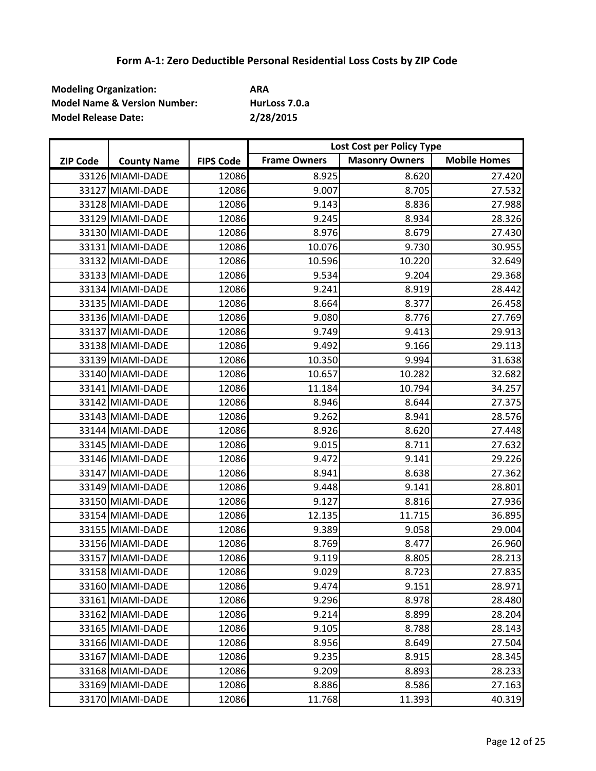## Form A-1: Zero Deductible Personal Residential Loss Costs by ZIP Code

**Modeling Organization:** **ARA**
**Model Name & Version Number:** **HurLoss 7.0.a**
**Model Release Date:** **2/28/2015**

| ZIP Code | County Name | FIPS Code | Lost Cost per Policy Type | | |
|---|---|---|---|---|---|
| | | | Frame Owners | Masonry Owners | Mobile Homes |
| 33126 | MIAMI-DADE | 12086 | 8.925 | 8.620 | 27.420 |
| 33127 | MIAMI-DADE | 12086 | 9.007 | 8.705 | 27.532 |
| 33128 | MIAMI-DADE | 12086 | 9.143 | 8.836 | 27.988 |
| 33129 | MIAMI-DADE | 12086 | 9.245 | 8.934 | 28.326 |
| 33130 | MIAMI-DADE | 12086 | 8.976 | 8.679 | 27.430 |
| 33131 | MIAMI-DADE | 12086 | 10.076 | 9.730 | 30.955 |
| 33132 | MIAMI-DADE | 12086 | 10.596 | 10.220 | 32.649 |
| 33133 | MIAMI-DADE | 12086 | 9.534 | 9.204 | 29.368 |
| 33134 | MIAMI-DADE | 12086 | 9.241 | 8.919 | 28.442 |
| 33135 | MIAMI-DADE | 12086 | 8.664 | 8.377 | 26.458 |
| 33136 | MIAMI-DADE | 12086 | 9.080 | 8.776 | 27.769 |
| 33137 | MIAMI-DADE | 12086 | 9.749 | 9.413 | 29.913 |
| 33138 | MIAMI-DADE | 12086 | 9.492 | 9.166 | 29.113 |
| 33139 | MIAMI-DADE | 12086 | 10.350 | 9.994 | 31.638 |
| 33140 | MIAMI-DADE | 12086 | 10.657 | 10.282 | 32.682 |
| 33141 | MIAMI-DADE | 12086 | 11.184 | 10.794 | 34.257 |
| 33142 | MIAMI-DADE | 12086 | 8.946 | 8.644 | 27.375 |
| 33143 | MIAMI-DADE | 12086 | 9.262 | 8.941 | 28.576 |
| 33144 | MIAMI-DADE | 12086 | 8.926 | 8.620 | 27.448 |
| 33145 | MIAMI-DADE | 12086 | 9.015 | 8.711 | 27.632 |
| 33146 | MIAMI-DADE | 12086 | 9.472 | 9.141 | 29.226 |
| 33147 | MIAMI-DADE | 12086 | 8.941 | 8.638 | 27.362 |
| 33149 | MIAMI-DADE | 12086 | 9.448 | 9.141 | 28.801 |
| 33150 | MIAMI-DADE | 12086 | 9.127 | 8.816 | 27.936 |
| 33154 | MIAMI-DADE | 12086 | 12.135 | 11.715 | 36.895 |
| 33155 | MIAMI-DADE | 12086 | 9.389 | 9.058 | 29.004 |
| 33156 | MIAMI-DADE | 12086 | 8.769 | 8.477 | 26.960 |
| 33157 | MIAMI-DADE | 12086 | 9.119 | 8.805 | 28.213 |
| 33158 | MIAMI-DADE | 12086 | 9.029 | 8.723 | 27.835 |
| 33160 | MIAMI-DADE | 12086 | 9.474 | 9.151 | 28.971 |
| 33161 | MIAMI-DADE | 12086 | 9.296 | 8.978 | 28.480 |
| 33162 | MIAMI-DADE | 12086 | 9.214 | 8.899 | 28.204 |
| 33165 | MIAMI-DADE | 12086 | 9.105 | 8.788 | 28.143 |
| 33166 | MIAMI-DADE | 12086 | 8.956 | 8.649 | 27.504 |
| 33167 | MIAMI-DADE | 12086 | 9.235 | 8.915 | 28.345 |
| 33168 | MIAMI-DADE | 12086 | 9.209 | 8.893 | 28.233 |
| 33169 | MIAMI-DADE | 12086 | 8.886 | 8.586 | 27.163 |
| 33170 | MIAMI-DADE | 12086 | 11.768 | 11.393 | 40.319 |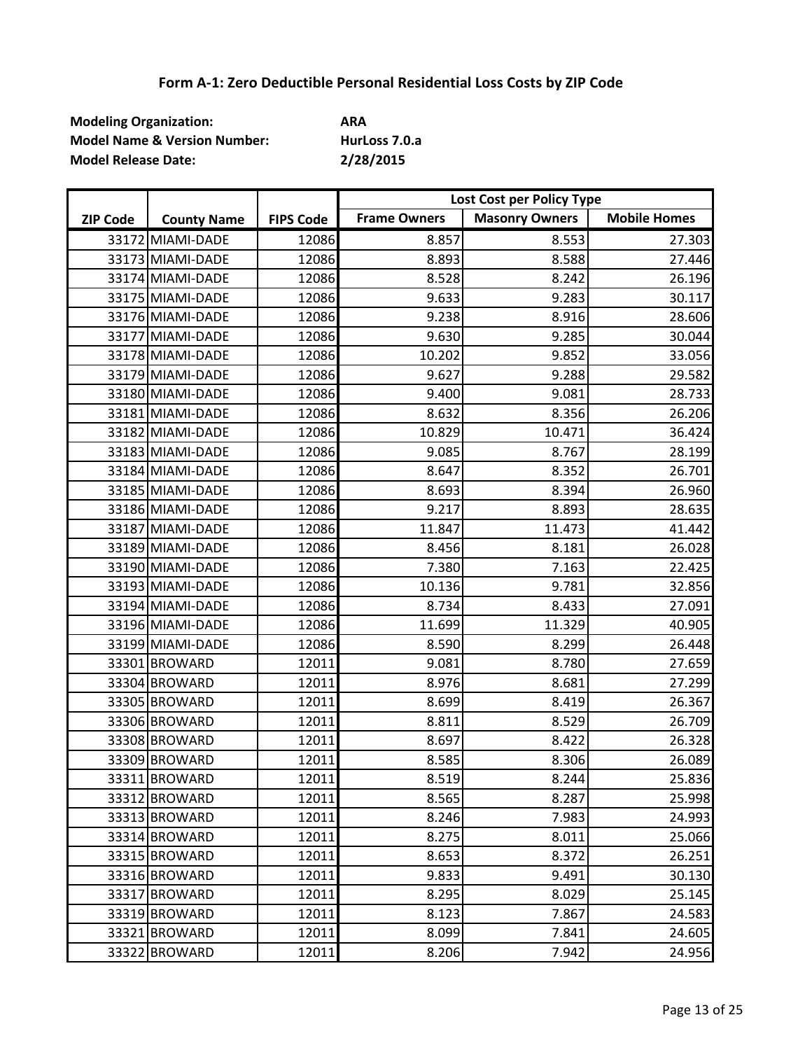# Form A-1: Zero Deductible Personal Residential Loss Costs by ZIP Code

**Modeling Organization:** **ARA**
**Model Name & Version Number:** **HurLoss 7.0.a**
**Model Release Date:** **2/28/2015**

| ZIP Code | County Name | FIPS Code | Lost Cost per Policy Type | | |
|---|---|---|---|---|---|
| | | | Frame Owners | Masonry Owners | Mobile Homes |
| 33172 | MIAMI-DADE | 12086 | 8.857 | 8.553 | 27.303 |
| 33173 | MIAMI-DADE | 12086 | 8.893 | 8.588 | 27.446 |
| 33174 | MIAMI-DADE | 12086 | 8.528 | 8.242 | 26.196 |
| 33175 | MIAMI-DADE | 12086 | 9.633 | 9.283 | 30.117 |
| 33176 | MIAMI-DADE | 12086 | 9.238 | 8.916 | 28.606 |
| 33177 | MIAMI-DADE | 12086 | 9.630 | 9.285 | 30.044 |
| 33178 | MIAMI-DADE | 12086 | 10.202 | 9.852 | 33.056 |
| 33179 | MIAMI-DADE | 12086 | 9.627 | 9.288 | 29.582 |
| 33180 | MIAMI-DADE | 12086 | 9.400 | 9.081 | 28.733 |
| 33181 | MIAMI-DADE | 12086 | 8.632 | 8.356 | 26.206 |
| 33182 | MIAMI-DADE | 12086 | 10.829 | 10.471 | 36.424 |
| 33183 | MIAMI-DADE | 12086 | 9.085 | 8.767 | 28.199 |
| 33184 | MIAMI-DADE | 12086 | 8.647 | 8.352 | 26.701 |
| 33185 | MIAMI-DADE | 12086 | 8.693 | 8.394 | 26.960 |
| 33186 | MIAMI-DADE | 12086 | 9.217 | 8.893 | 28.635 |
| 33187 | MIAMI-DADE | 12086 | 11.847 | 11.473 | 41.442 |
| 33189 | MIAMI-DADE | 12086 | 8.456 | 8.181 | 26.028 |
| 33190 | MIAMI-DADE | 12086 | 7.380 | 7.163 | 22.425 |
| 33193 | MIAMI-DADE | 12086 | 10.136 | 9.781 | 32.856 |
| 33194 | MIAMI-DADE | 12086 | 8.734 | 8.433 | 27.091 |
| 33196 | MIAMI-DADE | 12086 | 11.699 | 11.329 | 40.905 |
| 33199 | MIAMI-DADE | 12086 | 8.590 | 8.299 | 26.448 |
| 33301 | BROWARD | 12011 | 9.081 | 8.780 | 27.659 |
| 33304 | BROWARD | 12011 | 8.976 | 8.681 | 27.299 |
| 33305 | BROWARD | 12011 | 8.699 | 8.419 | 26.367 |
| 33306 | BROWARD | 12011 | 8.811 | 8.529 | 26.709 |
| 33308 | BROWARD | 12011 | 8.697 | 8.422 | 26.328 |
| 33309 | BROWARD | 12011 | 8.585 | 8.306 | 26.089 |
| 33311 | BROWARD | 12011 | 8.519 | 8.244 | 25.836 |
| 33312 | BROWARD | 12011 | 8.565 | 8.287 | 25.998 |
| 33313 | BROWARD | 12011 | 8.246 | 7.983 | 24.993 |
| 33314 | BROWARD | 12011 | 8.275 | 8.011 | 25.066 |
| 33315 | BROWARD | 12011 | 8.653 | 8.372 | 26.251 |
| 33316 | BROWARD | 12011 | 9.833 | 9.491 | 30.130 |
| 33317 | BROWARD | 12011 | 8.295 | 8.029 | 25.145 |
| 33319 | BROWARD | 12011 | 8.123 | 7.867 | 24.583 |
| 33321 | BROWARD | 12011 | 8.099 | 7.841 | 24.605 |
| 33322 | BROWARD | 12011 | 8.206 | 7.942 | 24.956 |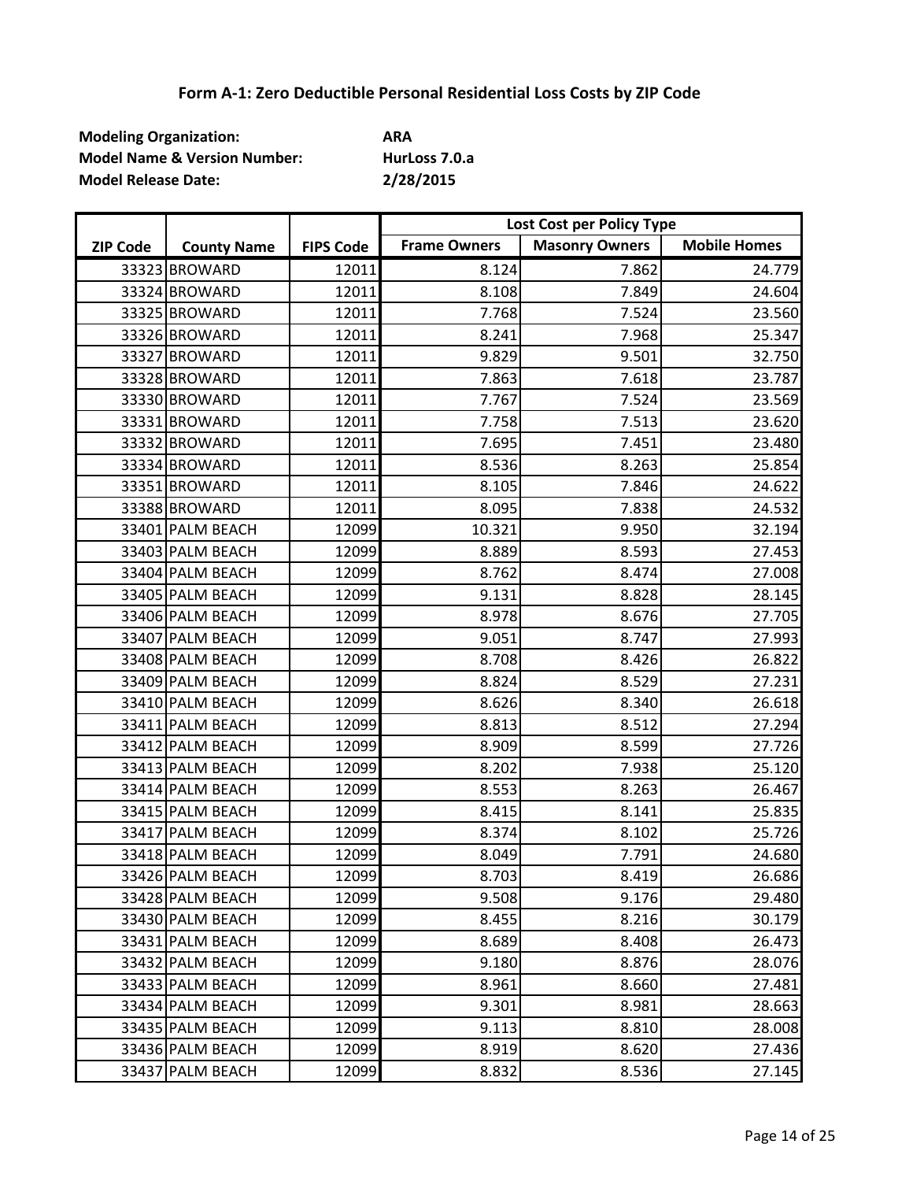## Form A-1: Zero Deductible Personal Residential Loss Costs by ZIP Code

**Modeling Organization:** **ARA**
**Model Name & Version Number:** **HurLoss 7.0.a**
**Model Release Date:** **2/28/2015**

| ZIP Code | County Name | FIPS Code | Lost Cost per Policy Type | | |
|---|---|---|---|---|---|
| | | | Frame Owners | Masonry Owners | Mobile Homes |
| 33323 | BROWARD | 12011 | 8.124 | 7.862 | 24.779 |
| 33324 | BROWARD | 12011 | 8.108 | 7.849 | 24.604 |
| 33325 | BROWARD | 12011 | 7.768 | 7.524 | 23.560 |
| 33326 | BROWARD | 12011 | 8.241 | 7.968 | 25.347 |
| 33327 | BROWARD | 12011 | 9.829 | 9.501 | 32.750 |
| 33328 | BROWARD | 12011 | 7.863 | 7.618 | 23.787 |
| 33330 | BROWARD | 12011 | 7.767 | 7.524 | 23.569 |
| 33331 | BROWARD | 12011 | 7.758 | 7.513 | 23.620 |
| 33332 | BROWARD | 12011 | 7.695 | 7.451 | 23.480 |
| 33334 | BROWARD | 12011 | 8.536 | 8.263 | 25.854 |
| 33351 | BROWARD | 12011 | 8.105 | 7.846 | 24.622 |
| 33388 | BROWARD | 12011 | 8.095 | 7.838 | 24.532 |
| 33401 | PALM BEACH | 12099 | 10.321 | 9.950 | 32.194 |
| 33403 | PALM BEACH | 12099 | 8.889 | 8.593 | 27.453 |
| 33404 | PALM BEACH | 12099 | 8.762 | 8.474 | 27.008 |
| 33405 | PALM BEACH | 12099 | 9.131 | 8.828 | 28.145 |
| 33406 | PALM BEACH | 12099 | 8.978 | 8.676 | 27.705 |
| 33407 | PALM BEACH | 12099 | 9.051 | 8.747 | 27.993 |
| 33408 | PALM BEACH | 12099 | 8.708 | 8.426 | 26.822 |
| 33409 | PALM BEACH | 12099 | 8.824 | 8.529 | 27.231 |
| 33410 | PALM BEACH | 12099 | 8.626 | 8.340 | 26.618 |
| 33411 | PALM BEACH | 12099 | 8.813 | 8.512 | 27.294 |
| 33412 | PALM BEACH | 12099 | 8.909 | 8.599 | 27.726 |
| 33413 | PALM BEACH | 12099 | 8.202 | 7.938 | 25.120 |
| 33414 | PALM BEACH | 12099 | 8.553 | 8.263 | 26.467 |
| 33415 | PALM BEACH | 12099 | 8.415 | 8.141 | 25.835 |
| 33417 | PALM BEACH | 12099 | 8.374 | 8.102 | 25.726 |
| 33418 | PALM BEACH | 12099 | 8.049 | 7.791 | 24.680 |
| 33426 | PALM BEACH | 12099 | 8.703 | 8.419 | 26.686 |
| 33428 | PALM BEACH | 12099 | 9.508 | 9.176 | 29.480 |
| 33430 | PALM BEACH | 12099 | 8.455 | 8.216 | 30.179 |
| 33431 | PALM BEACH | 12099 | 8.689 | 8.408 | 26.473 |
| 33432 | PALM BEACH | 12099 | 9.180 | 8.876 | 28.076 |
| 33433 | PALM BEACH | 12099 | 8.961 | 8.660 | 27.481 |
| 33434 | PALM BEACH | 12099 | 9.301 | 8.981 | 28.663 |
| 33435 | PALM BEACH | 12099 | 9.113 | 8.810 | 28.008 |
| 33436 | PALM BEACH | 12099 | 8.919 | 8.620 | 27.436 |
| 33437 | PALM BEACH | 12099 | 8.832 | 8.536 | 27.145 |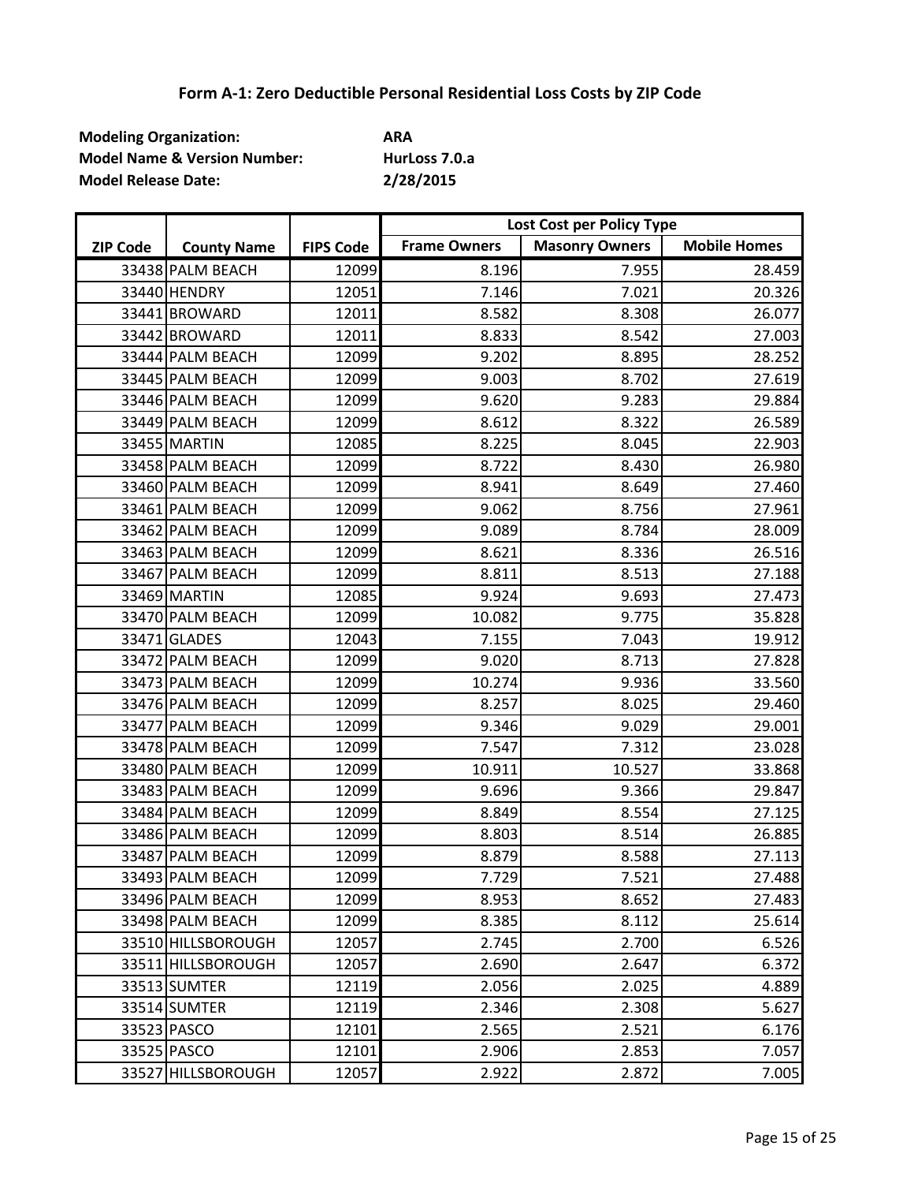# Form A-1: Zero Deductible Personal Residential Loss Costs by ZIP Code

**Modeling Organization:** **ARA**
**Model Name & Version Number:** **HurLoss 7.0.a**
**Model Release Date:** **2/28/2015**

| | | | Lost Cost per Policy Type | | |
|---|---|---|---|---|---|
| **ZIP Code** | **County Name** | **FIPS Code** | **Frame Owners** | **Masonry Owners** | **Mobile Homes** |
| 33438 | PALM BEACH | 12099 | 8.196 | 7.955 | 28.459 |
| 33440 | HENDRY | 12051 | 7.146 | 7.021 | 20.326 |
| 33441 | BROWARD | 12011 | 8.582 | 8.308 | 26.077 |
| 33442 | BROWARD | 12011 | 8.833 | 8.542 | 27.003 |
| 33444 | PALM BEACH | 12099 | 9.202 | 8.895 | 28.252 |
| 33445 | PALM BEACH | 12099 | 9.003 | 8.702 | 27.619 |
| 33446 | PALM BEACH | 12099 | 9.620 | 9.283 | 29.884 |
| 33449 | PALM BEACH | 12099 | 8.612 | 8.322 | 26.589 |
| 33455 | MARTIN | 12085 | 8.225 | 8.045 | 22.903 |
| 33458 | PALM BEACH | 12099 | 8.722 | 8.430 | 26.980 |
| 33460 | PALM BEACH | 12099 | 8.941 | 8.649 | 27.460 |
| 33461 | PALM BEACH | 12099 | 9.062 | 8.756 | 27.961 |
| 33462 | PALM BEACH | 12099 | 9.089 | 8.784 | 28.009 |
| 33463 | PALM BEACH | 12099 | 8.621 | 8.336 | 26.516 |
| 33467 | PALM BEACH | 12099 | 8.811 | 8.513 | 27.188 |
| 33469 | MARTIN | 12085 | 9.924 | 9.693 | 27.473 |
| 33470 | PALM BEACH | 12099 | 10.082 | 9.775 | 35.828 |
| 33471 | GLADES | 12043 | 7.155 | 7.043 | 19.912 |
| 33472 | PALM BEACH | 12099 | 9.020 | 8.713 | 27.828 |
| 33473 | PALM BEACH | 12099 | 10.274 | 9.936 | 33.560 |
| 33476 | PALM BEACH | 12099 | 8.257 | 8.025 | 29.460 |
| 33477 | PALM BEACH | 12099 | 9.346 | 9.029 | 29.001 |
| 33478 | PALM BEACH | 12099 | 7.547 | 7.312 | 23.028 |
| 33480 | PALM BEACH | 12099 | 10.911 | 10.527 | 33.868 |
| 33483 | PALM BEACH | 12099 | 9.696 | 9.366 | 29.847 |
| 33484 | PALM BEACH | 12099 | 8.849 | 8.554 | 27.125 |
| 33486 | PALM BEACH | 12099 | 8.803 | 8.514 | 26.885 |
| 33487 | PALM BEACH | 12099 | 8.879 | 8.588 | 27.113 |
| 33493 | PALM BEACH | 12099 | 7.729 | 7.521 | 27.488 |
| 33496 | PALM BEACH | 12099 | 8.953 | 8.652 | 27.483 |
| 33498 | PALM BEACH | 12099 | 8.385 | 8.112 | 25.614 |
| 33510 | HILLSBOROUGH | 12057 | 2.745 | 2.700 | 6.526 |
| 33511 | HILLSBOROUGH | 12057 | 2.690 | 2.647 | 6.372 |
| 33513 | SUMTER | 12119 | 2.056 | 2.025 | 4.889 |
| 33514 | SUMTER | 12119 | 2.346 | 2.308 | 5.627 |
| 33523 | PASCO | 12101 | 2.565 | 2.521 | 6.176 |
| 33525 | PASCO | 12101 | 2.906 | 2.853 | 7.057 |
| 33527 | HILLSBOROUGH | 12057 | 2.922 | 2.872 | 7.005 |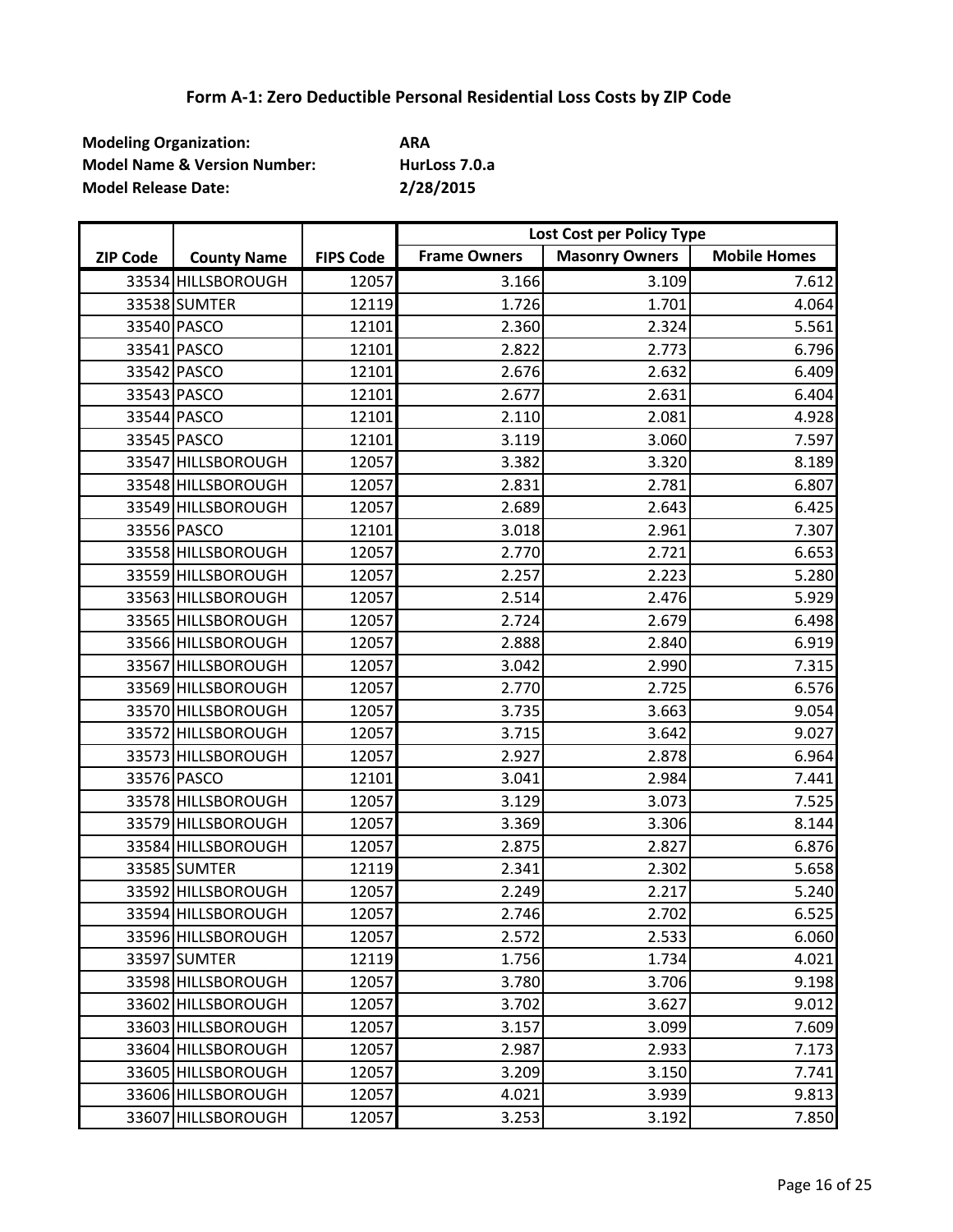# Form A-1: Zero Deductible Personal Residential Loss Costs by ZIP Code

**Modeling Organization:** **ARA**
**Model Name & Version Number:** **HurLoss 7.0.a**
**Model Release Date:** **2/28/2015**

| ZIP Code | County Name | FIPS Code | Lost Cost per Policy Type | | |
|---|---|---|---|---|---|
| | | | Frame Owners | Masonry Owners | Mobile Homes |
| 33534 | HILLSBOROUGH | 12057 | 3.166 | 3.109 | 7.612 |
| 33538 | SUMTER | 12119 | 1.726 | 1.701 | 4.064 |
| 33540 | PASCO | 12101 | 2.360 | 2.324 | 5.561 |
| 33541 | PASCO | 12101 | 2.822 | 2.773 | 6.796 |
| 33542 | PASCO | 12101 | 2.676 | 2.632 | 6.409 |
| 33543 | PASCO | 12101 | 2.677 | 2.631 | 6.404 |
| 33544 | PASCO | 12101 | 2.110 | 2.081 | 4.928 |
| 33545 | PASCO | 12101 | 3.119 | 3.060 | 7.597 |
| 33547 | HILLSBOROUGH | 12057 | 3.382 | 3.320 | 8.189 |
| 33548 | HILLSBOROUGH | 12057 | 2.831 | 2.781 | 6.807 |
| 33549 | HILLSBOROUGH | 12057 | 2.689 | 2.643 | 6.425 |
| 33556 | PASCO | 12101 | 3.018 | 2.961 | 7.307 |
| 33558 | HILLSBOROUGH | 12057 | 2.770 | 2.721 | 6.653 |
| 33559 | HILLSBOROUGH | 12057 | 2.257 | 2.223 | 5.280 |
| 33563 | HILLSBOROUGH | 12057 | 2.514 | 2.476 | 5.929 |
| 33565 | HILLSBOROUGH | 12057 | 2.724 | 2.679 | 6.498 |
| 33566 | HILLSBOROUGH | 12057 | 2.888 | 2.840 | 6.919 |
| 33567 | HILLSBOROUGH | 12057 | 3.042 | 2.990 | 7.315 |
| 33569 | HILLSBOROUGH | 12057 | 2.770 | 2.725 | 6.576 |
| 33570 | HILLSBOROUGH | 12057 | 3.735 | 3.663 | 9.054 |
| 33572 | HILLSBOROUGH | 12057 | 3.715 | 3.642 | 9.027 |
| 33573 | HILLSBOROUGH | 12057 | 2.927 | 2.878 | 6.964 |
| 33576 | PASCO | 12101 | 3.041 | 2.984 | 7.441 |
| 33578 | HILLSBOROUGH | 12057 | 3.129 | 3.073 | 7.525 |
| 33579 | HILLSBOROUGH | 12057 | 3.369 | 3.306 | 8.144 |
| 33584 | HILLSBOROUGH | 12057 | 2.875 | 2.827 | 6.876 |
| 33585 | SUMTER | 12119 | 2.341 | 2.302 | 5.658 |
| 33592 | HILLSBOROUGH | 12057 | 2.249 | 2.217 | 5.240 |
| 33594 | HILLSBOROUGH | 12057 | 2.746 | 2.702 | 6.525 |
| 33596 | HILLSBOROUGH | 12057 | 2.572 | 2.533 | 6.060 |
| 33597 | SUMTER | 12119 | 1.756 | 1.734 | 4.021 |
| 33598 | HILLSBOROUGH | 12057 | 3.780 | 3.706 | 9.198 |
| 33602 | HILLSBOROUGH | 12057 | 3.702 | 3.627 | 9.012 |
| 33603 | HILLSBOROUGH | 12057 | 3.157 | 3.099 | 7.609 |
| 33604 | HILLSBOROUGH | 12057 | 2.987 | 2.933 | 7.173 |
| 33605 | HILLSBOROUGH | 12057 | 3.209 | 3.150 | 7.741 |
| 33606 | HILLSBOROUGH | 12057 | 4.021 | 3.939 | 9.813 |
| 33607 | HILLSBOROUGH | 12057 | 3.253 | 3.192 | 7.850 |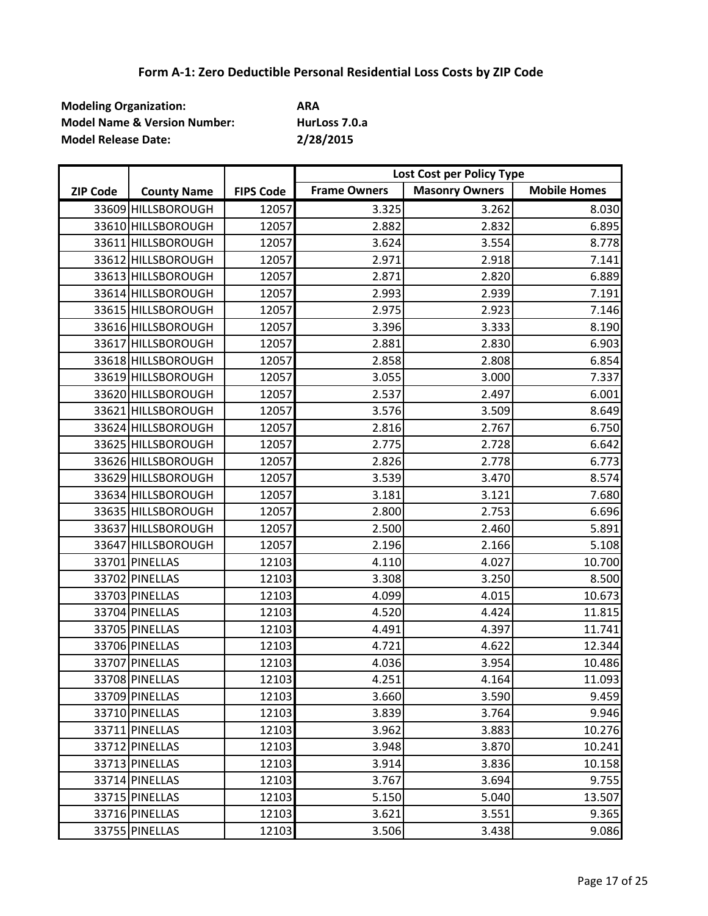## Form A-1: Zero Deductible Personal Residential Loss Costs by ZIP Code

**Modeling Organization:** **ARA**
**Model Name & Version Number:** **HurLoss 7.0.a**
**Model Release Date:** **2/28/2015**

| ZIP Code | County Name | FIPS Code | Lost Cost per Policy Type | | |
|---|---|---|---|---|---|
| | | | Frame Owners | Masonry Owners | Mobile Homes |
| 33609 | HILLSBOROUGH | 12057 | 3.325 | 3.262 | 8.030 |
| 33610 | HILLSBOROUGH | 12057 | 2.882 | 2.832 | 6.895 |
| 33611 | HILLSBOROUGH | 12057 | 3.624 | 3.554 | 8.778 |
| 33612 | HILLSBOROUGH | 12057 | 2.971 | 2.918 | 7.141 |
| 33613 | HILLSBOROUGH | 12057 | 2.871 | 2.820 | 6.889 |
| 33614 | HILLSBOROUGH | 12057 | 2.993 | 2.939 | 7.191 |
| 33615 | HILLSBOROUGH | 12057 | 2.975 | 2.923 | 7.146 |
| 33616 | HILLSBOROUGH | 12057 | 3.396 | 3.333 | 8.190 |
| 33617 | HILLSBOROUGH | 12057 | 2.881 | 2.830 | 6.903 |
| 33618 | HILLSBOROUGH | 12057 | 2.858 | 2.808 | 6.854 |
| 33619 | HILLSBOROUGH | 12057 | 3.055 | 3.000 | 7.337 |
| 33620 | HILLSBOROUGH | 12057 | 2.537 | 2.497 | 6.001 |
| 33621 | HILLSBOROUGH | 12057 | 3.576 | 3.509 | 8.649 |
| 33624 | HILLSBOROUGH | 12057 | 2.816 | 2.767 | 6.750 |
| 33625 | HILLSBOROUGH | 12057 | 2.775 | 2.728 | 6.642 |
| 33626 | HILLSBOROUGH | 12057 | 2.826 | 2.778 | 6.773 |
| 33629 | HILLSBOROUGH | 12057 | 3.539 | 3.470 | 8.574 |
| 33634 | HILLSBOROUGH | 12057 | 3.181 | 3.121 | 7.680 |
| 33635 | HILLSBOROUGH | 12057 | 2.800 | 2.753 | 6.696 |
| 33637 | HILLSBOROUGH | 12057 | 2.500 | 2.460 | 5.891 |
| 33647 | HILLSBOROUGH | 12057 | 2.196 | 2.166 | 5.108 |
| 33701 | PINELLAS | 12103 | 4.110 | 4.027 | 10.700 |
| 33702 | PINELLAS | 12103 | 3.308 | 3.250 | 8.500 |
| 33703 | PINELLAS | 12103 | 4.099 | 4.015 | 10.673 |
| 33704 | PINELLAS | 12103 | 4.520 | 4.424 | 11.815 |
| 33705 | PINELLAS | 12103 | 4.491 | 4.397 | 11.741 |
| 33706 | PINELLAS | 12103 | 4.721 | 4.622 | 12.344 |
| 33707 | PINELLAS | 12103 | 4.036 | 3.954 | 10.486 |
| 33708 | PINELLAS | 12103 | 4.251 | 4.164 | 11.093 |
| 33709 | PINELLAS | 12103 | 3.660 | 3.590 | 9.459 |
| 33710 | PINELLAS | 12103 | 3.839 | 3.764 | 9.946 |
| 33711 | PINELLAS | 12103 | 3.962 | 3.883 | 10.276 |
| 33712 | PINELLAS | 12103 | 3.948 | 3.870 | 10.241 |
| 33713 | PINELLAS | 12103 | 3.914 | 3.836 | 10.158 |
| 33714 | PINELLAS | 12103 | 3.767 | 3.694 | 9.755 |
| 33715 | PINELLAS | 12103 | 5.150 | 5.040 | 13.507 |
| 33716 | PINELLAS | 12103 | 3.621 | 3.551 | 9.365 |
| 33755 | PINELLAS | 12103 | 3.506 | 3.438 | 9.086 |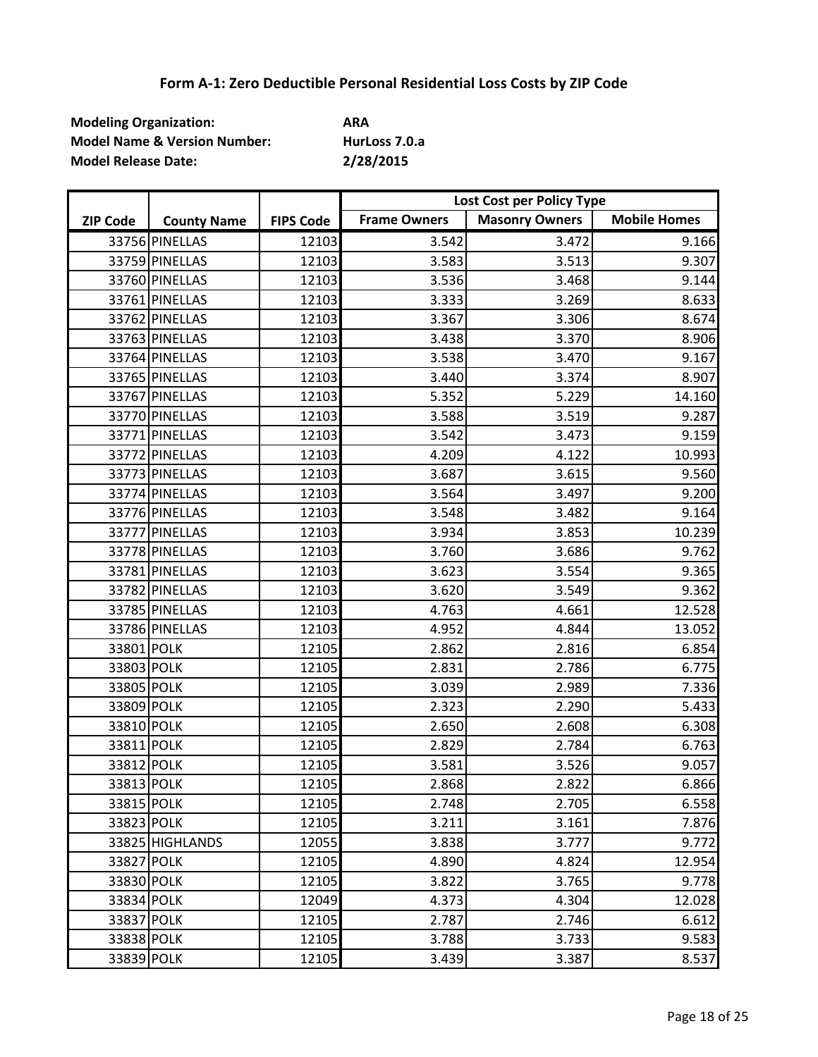## Form A-1: Zero Deductible Personal Residential Loss Costs by ZIP Code

**Modeling Organization:** **ARA**
**Model Name & Version Number:** **HurLoss 7.0.a**
**Model Release Date:** **2/28/2015**

| ZIP Code | County Name | FIPS Code | Lost Cost per Policy Type | | |
|---|---|---|---|---|---|
| | | | Frame Owners | Masonry Owners | Mobile Homes |
| 33756 | PINELLAS | 12103 | 3.542 | 3.472 | 9.166 |
| 33759 | PINELLAS | 12103 | 3.583 | 3.513 | 9.307 |
| 33760 | PINELLAS | 12103 | 3.536 | 3.468 | 9.144 |
| 33761 | PINELLAS | 12103 | 3.333 | 3.269 | 8.633 |
| 33762 | PINELLAS | 12103 | 3.367 | 3.306 | 8.674 |
| 33763 | PINELLAS | 12103 | 3.438 | 3.370 | 8.906 |
| 33764 | PINELLAS | 12103 | 3.538 | 3.470 | 9.167 |
| 33765 | PINELLAS | 12103 | 3.440 | 3.374 | 8.907 |
| 33767 | PINELLAS | 12103 | 5.352 | 5.229 | 14.160 |
| 33770 | PINELLAS | 12103 | 3.588 | 3.519 | 9.287 |
| 33771 | PINELLAS | 12103 | 3.542 | 3.473 | 9.159 |
| 33772 | PINELLAS | 12103 | 4.209 | 4.122 | 10.993 |
| 33773 | PINELLAS | 12103 | 3.687 | 3.615 | 9.560 |
| 33774 | PINELLAS | 12103 | 3.564 | 3.497 | 9.200 |
| 33776 | PINELLAS | 12103 | 3.548 | 3.482 | 9.164 |
| 33777 | PINELLAS | 12103 | 3.934 | 3.853 | 10.239 |
| 33778 | PINELLAS | 12103 | 3.760 | 3.686 | 9.762 |
| 33781 | PINELLAS | 12103 | 3.623 | 3.554 | 9.365 |
| 33782 | PINELLAS | 12103 | 3.620 | 3.549 | 9.362 |
| 33785 | PINELLAS | 12103 | 4.763 | 4.661 | 12.528 |
| 33786 | PINELLAS | 12103 | 4.952 | 4.844 | 13.052 |
| 33801 | POLK | 12105 | 2.862 | 2.816 | 6.854 |
| 33803 | POLK | 12105 | 2.831 | 2.786 | 6.775 |
| 33805 | POLK | 12105 | 3.039 | 2.989 | 7.336 |
| 33809 | POLK | 12105 | 2.323 | 2.290 | 5.433 |
| 33810 | POLK | 12105 | 2.650 | 2.608 | 6.308 |
| 33811 | POLK | 12105 | 2.829 | 2.784 | 6.763 |
| 33812 | POLK | 12105 | 3.581 | 3.526 | 9.057 |
| 33813 | POLK | 12105 | 2.868 | 2.822 | 6.866 |
| 33815 | POLK | 12105 | 2.748 | 2.705 | 6.558 |
| 33823 | POLK | 12105 | 3.211 | 3.161 | 7.876 |
| 33825 | HIGHLANDS | 12055 | 3.838 | 3.777 | 9.772 |
| 33827 | POLK | 12105 | 4.890 | 4.824 | 12.954 |
| 33830 | POLK | 12105 | 3.822 | 3.765 | 9.778 |
| 33834 | POLK | 12049 | 4.373 | 4.304 | 12.028 |
| 33837 | POLK | 12105 | 2.787 | 2.746 | 6.612 |
| 33838 | POLK | 12105 | 3.788 | 3.733 | 9.583 |
| 33839 | POLK | 12105 | 3.439 | 3.387 | 8.537 |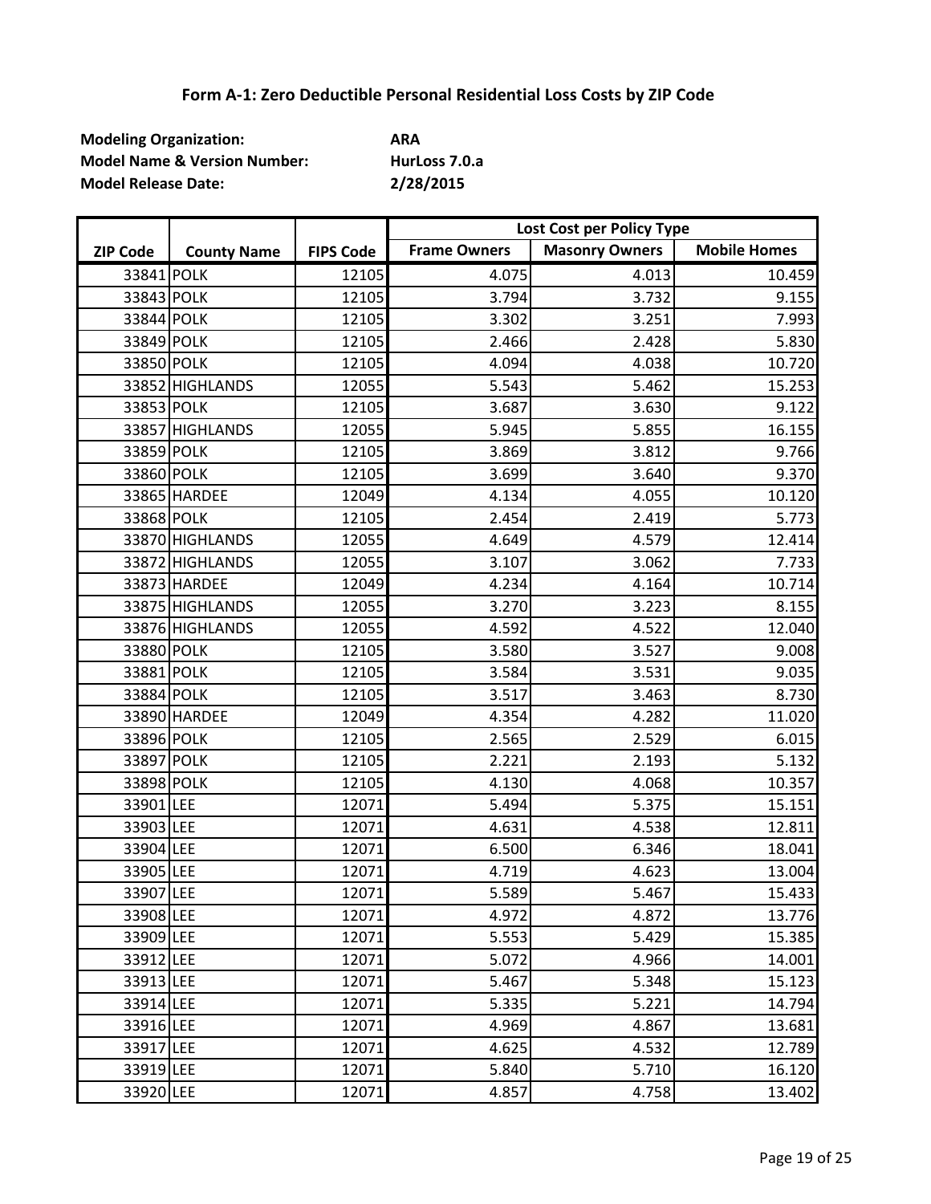# Form A-1: Zero Deductible Personal Residential Loss Costs by ZIP Code

**Modeling Organization:** **ARA**
**Model Name & Version Number:** **HurLoss 7.0.a**
**Model Release Date:** **2/28/2015**

| | | | Lost Cost per Policy Type | | |
|---|---|---|---|---|---|
| **ZIP Code** | **County Name** | **FIPS Code** | **Frame Owners** | **Masonry Owners** | **Mobile Homes** |
| 33841 | POLK | 12105 | 4.075 | 4.013 | 10.459 |
| 33843 | POLK | 12105 | 3.794 | 3.732 | 9.155 |
| 33844 | POLK | 12105 | 3.302 | 3.251 | 7.993 |
| 33849 | POLK | 12105 | 2.466 | 2.428 | 5.830 |
| 33850 | POLK | 12105 | 4.094 | 4.038 | 10.720 |
| 33852 | HIGHLANDS | 12055 | 5.543 | 5.462 | 15.253 |
| 33853 | POLK | 12105 | 3.687 | 3.630 | 9.122 |
| 33857 | HIGHLANDS | 12055 | 5.945 | 5.855 | 16.155 |
| 33859 | POLK | 12105 | 3.869 | 3.812 | 9.766 |
| 33860 | POLK | 12105 | 3.699 | 3.640 | 9.370 |
| 33865 | HARDEE | 12049 | 4.134 | 4.055 | 10.120 |
| 33868 | POLK | 12105 | 2.454 | 2.419 | 5.773 |
| 33870 | HIGHLANDS | 12055 | 4.649 | 4.579 | 12.414 |
| 33872 | HIGHLANDS | 12055 | 3.107 | 3.062 | 7.733 |
| 33873 | HARDEE | 12049 | 4.234 | 4.164 | 10.714 |
| 33875 | HIGHLANDS | 12055 | 3.270 | 3.223 | 8.155 |
| 33876 | HIGHLANDS | 12055 | 4.592 | 4.522 | 12.040 |
| 33880 | POLK | 12105 | 3.580 | 3.527 | 9.008 |
| 33881 | POLK | 12105 | 3.584 | 3.531 | 9.035 |
| 33884 | POLK | 12105 | 3.517 | 3.463 | 8.730 |
| 33890 | HARDEE | 12049 | 4.354 | 4.282 | 11.020 |
| 33896 | POLK | 12105 | 2.565 | 2.529 | 6.015 |
| 33897 | POLK | 12105 | 2.221 | 2.193 | 5.132 |
| 33898 | POLK | 12105 | 4.130 | 4.068 | 10.357 |
| 33901 | LEE | 12071 | 5.494 | 5.375 | 15.151 |
| 33903 | LEE | 12071 | 4.631 | 4.538 | 12.811 |
| 33904 | LEE | 12071 | 6.500 | 6.346 | 18.041 |
| 33905 | LEE | 12071 | 4.719 | 4.623 | 13.004 |
| 33907 | LEE | 12071 | 5.589 | 5.467 | 15.433 |
| 33908 | LEE | 12071 | 4.972 | 4.872 | 13.776 |
| 33909 | LEE | 12071 | 5.553 | 5.429 | 15.385 |
| 33912 | LEE | 12071 | 5.072 | 4.966 | 14.001 |
| 33913 | LEE | 12071 | 5.467 | 5.348 | 15.123 |
| 33914 | LEE | 12071 | 5.335 | 5.221 | 14.794 |
| 33916 | LEE | 12071 | 4.969 | 4.867 | 13.681 |
| 33917 | LEE | 12071 | 4.625 | 4.532 | 12.789 |
| 33919 | LEE | 12071 | 5.840 | 5.710 | 16.120 |
| 33920 | LEE | 12071 | 4.857 | 4.758 | 13.402 |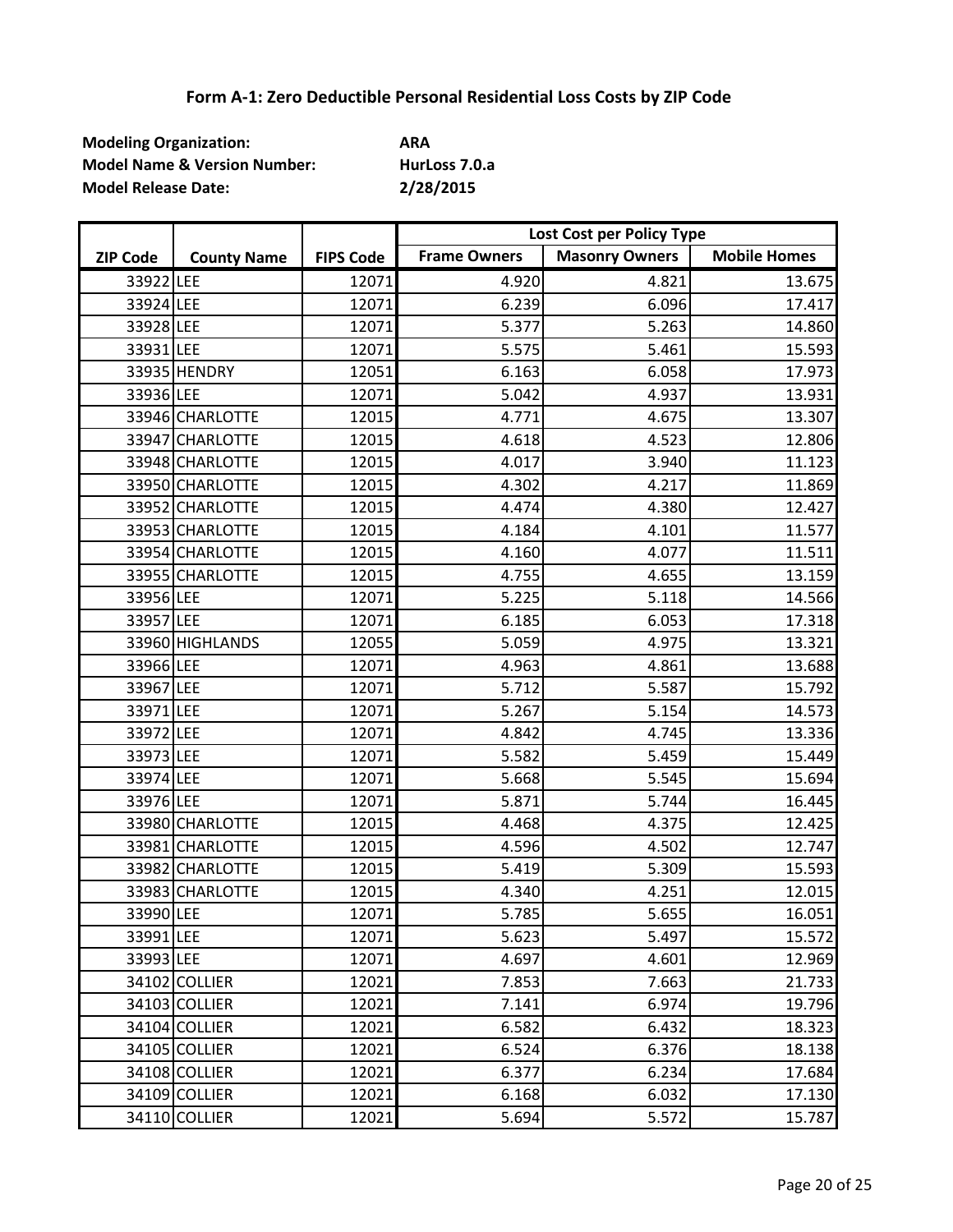# Form A-1: Zero Deductible Personal Residential Loss Costs by ZIP Code

**Modeling Organization:** **ARA**
**Model Name & Version Number:** **HurLoss 7.0.a**
**Model Release Date:** **2/28/2015**

| ZIP Code | County Name | FIPS Code | Lost Cost per Policy Type | | |
|---|---|---|---|---|---|
| | | | Frame Owners | Masonry Owners | Mobile Homes |
| 33922 | LEE | 12071 | 4.920 | 4.821 | 13.675 |
| 33924 | LEE | 12071 | 6.239 | 6.096 | 17.417 |
| 33928 | LEE | 12071 | 5.377 | 5.263 | 14.860 |
| 33931 | LEE | 12071 | 5.575 | 5.461 | 15.593 |
| 33935 | HENDRY | 12051 | 6.163 | 6.058 | 17.973 |
| 33936 | LEE | 12071 | 5.042 | 4.937 | 13.931 |
| 33946 | CHARLOTTE | 12015 | 4.771 | 4.675 | 13.307 |
| 33947 | CHARLOTTE | 12015 | 4.618 | 4.523 | 12.806 |
| 33948 | CHARLOTTE | 12015 | 4.017 | 3.940 | 11.123 |
| 33950 | CHARLOTTE | 12015 | 4.302 | 4.217 | 11.869 |
| 33952 | CHARLOTTE | 12015 | 4.474 | 4.380 | 12.427 |
| 33953 | CHARLOTTE | 12015 | 4.184 | 4.101 | 11.577 |
| 33954 | CHARLOTTE | 12015 | 4.160 | 4.077 | 11.511 |
| 33955 | CHARLOTTE | 12015 | 4.755 | 4.655 | 13.159 |
| 33956 | LEE | 12071 | 5.225 | 5.118 | 14.566 |
| 33957 | LEE | 12071 | 6.185 | 6.053 | 17.318 |
| 33960 | HIGHLANDS | 12055 | 5.059 | 4.975 | 13.321 |
| 33966 | LEE | 12071 | 4.963 | 4.861 | 13.688 |
| 33967 | LEE | 12071 | 5.712 | 5.587 | 15.792 |
| 33971 | LEE | 12071 | 5.267 | 5.154 | 14.573 |
| 33972 | LEE | 12071 | 4.842 | 4.745 | 13.336 |
| 33973 | LEE | 12071 | 5.582 | 5.459 | 15.449 |
| 33974 | LEE | 12071 | 5.668 | 5.545 | 15.694 |
| 33976 | LEE | 12071 | 5.871 | 5.744 | 16.445 |
| 33980 | CHARLOTTE | 12015 | 4.468 | 4.375 | 12.425 |
| 33981 | CHARLOTTE | 12015 | 4.596 | 4.502 | 12.747 |
| 33982 | CHARLOTTE | 12015 | 5.419 | 5.309 | 15.593 |
| 33983 | CHARLOTTE | 12015 | 4.340 | 4.251 | 12.015 |
| 33990 | LEE | 12071 | 5.785 | 5.655 | 16.051 |
| 33991 | LEE | 12071 | 5.623 | 5.497 | 15.572 |
| 33993 | LEE | 12071 | 4.697 | 4.601 | 12.969 |
| 34102 | COLLIER | 12021 | 7.853 | 7.663 | 21.733 |
| 34103 | COLLIER | 12021 | 7.141 | 6.974 | 19.796 |
| 34104 | COLLIER | 12021 | 6.582 | 6.432 | 18.323 |
| 34105 | COLLIER | 12021 | 6.524 | 6.376 | 18.138 |
| 34108 | COLLIER | 12021 | 6.377 | 6.234 | 17.684 |
| 34109 | COLLIER | 12021 | 6.168 | 6.032 | 17.130 |
| 34110 | COLLIER | 12021 | 5.694 | 5.572 | 15.787 |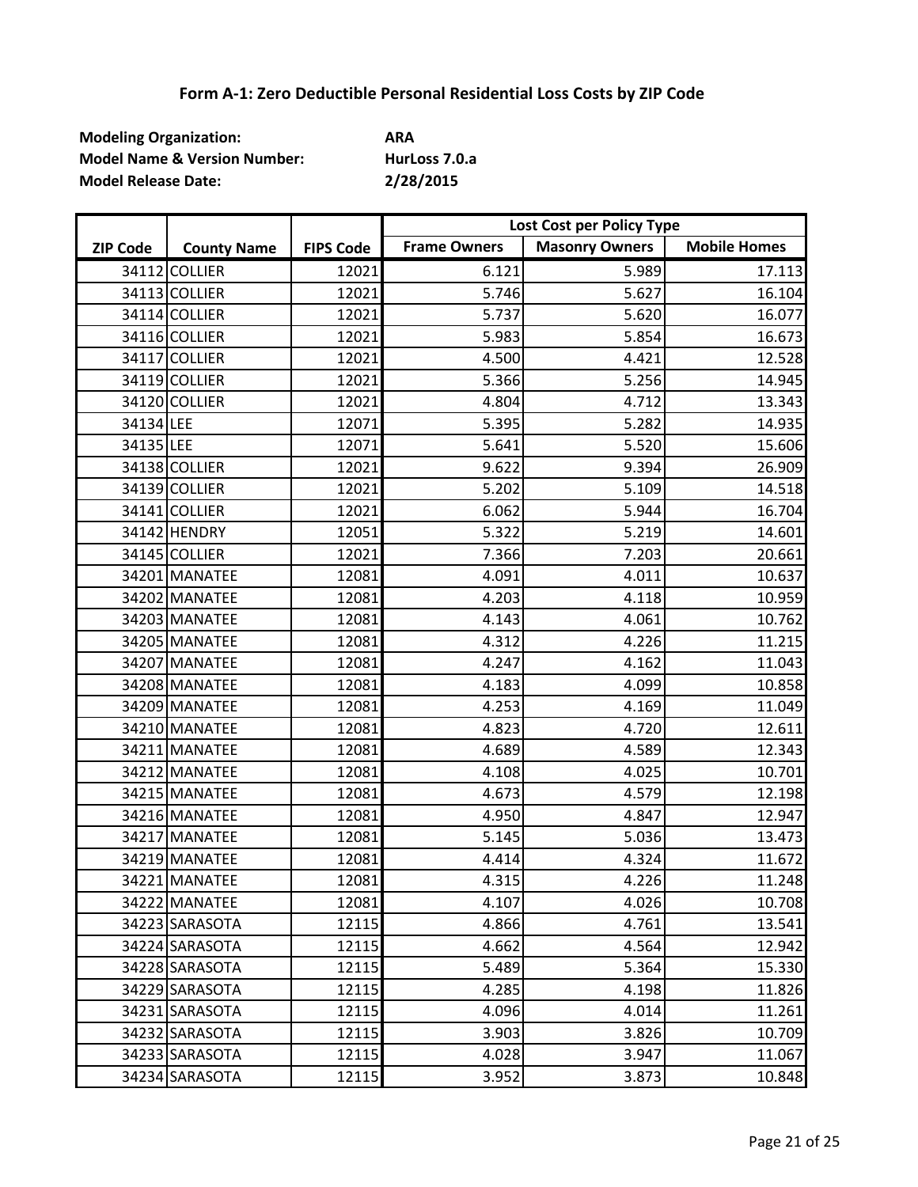## Form A-1: Zero Deductible Personal Residential Loss Costs by ZIP Code

**Modeling Organization:** ARA
**Model Name & Version Number:** HurLoss 7.0.a
**Model Release Date:** 2/28/2015

| ZIP Code | County Name | FIPS Code | Lost Cost per Policy Type | | |
|---|---|---|---|---|---|
| | | | Frame Owners | Masonry Owners | Mobile Homes |
| 34112 | COLLIER | 12021 | 6.121 | 5.989 | 17.113 |
| 34113 | COLLIER | 12021 | 5.746 | 5.627 | 16.104 |
| 34114 | COLLIER | 12021 | 5.737 | 5.620 | 16.077 |
| 34116 | COLLIER | 12021 | 5.983 | 5.854 | 16.673 |
| 34117 | COLLIER | 12021 | 4.500 | 4.421 | 12.528 |
| 34119 | COLLIER | 12021 | 5.366 | 5.256 | 14.945 |
| 34120 | COLLIER | 12021 | 4.804 | 4.712 | 13.343 |
| 34134 | LEE | 12071 | 5.395 | 5.282 | 14.935 |
| 34135 | LEE | 12071 | 5.641 | 5.520 | 15.606 |
| 34138 | COLLIER | 12021 | 9.622 | 9.394 | 26.909 |
| 34139 | COLLIER | 12021 | 5.202 | 5.109 | 14.518 |
| 34141 | COLLIER | 12021 | 6.062 | 5.944 | 16.704 |
| 34142 | HENDRY | 12051 | 5.322 | 5.219 | 14.601 |
| 34145 | COLLIER | 12021 | 7.366 | 7.203 | 20.661 |
| 34201 | MANATEE | 12081 | 4.091 | 4.011 | 10.637 |
| 34202 | MANATEE | 12081 | 4.203 | 4.118 | 10.959 |
| 34203 | MANATEE | 12081 | 4.143 | 4.061 | 10.762 |
| 34205 | MANATEE | 12081 | 4.312 | 4.226 | 11.215 |
| 34207 | MANATEE | 12081 | 4.247 | 4.162 | 11.043 |
| 34208 | MANATEE | 12081 | 4.183 | 4.099 | 10.858 |
| 34209 | MANATEE | 12081 | 4.253 | 4.169 | 11.049 |
| 34210 | MANATEE | 12081 | 4.823 | 4.720 | 12.611 |
| 34211 | MANATEE | 12081 | 4.689 | 4.589 | 12.343 |
| 34212 | MANATEE | 12081 | 4.108 | 4.025 | 10.701 |
| 34215 | MANATEE | 12081 | 4.673 | 4.579 | 12.198 |
| 34216 | MANATEE | 12081 | 4.950 | 4.847 | 12.947 |
| 34217 | MANATEE | 12081 | 5.145 | 5.036 | 13.473 |
| 34219 | MANATEE | 12081 | 4.414 | 4.324 | 11.672 |
| 34221 | MANATEE | 12081 | 4.315 | 4.226 | 11.248 |
| 34222 | MANATEE | 12081 | 4.107 | 4.026 | 10.708 |
| 34223 | SARASOTA | 12115 | 4.866 | 4.761 | 13.541 |
| 34224 | SARASOTA | 12115 | 4.662 | 4.564 | 12.942 |
| 34228 | SARASOTA | 12115 | 5.489 | 5.364 | 15.330 |
| 34229 | SARASOTA | 12115 | 4.285 | 4.198 | 11.826 |
| 34231 | SARASOTA | 12115 | 4.096 | 4.014 | 11.261 |
| 34232 | SARASOTA | 12115 | 3.903 | 3.826 | 10.709 |
| 34233 | SARASOTA | 12115 | 4.028 | 3.947 | 11.067 |
| 34234 | SARASOTA | 12115 | 3.952 | 3.873 | 10.848 |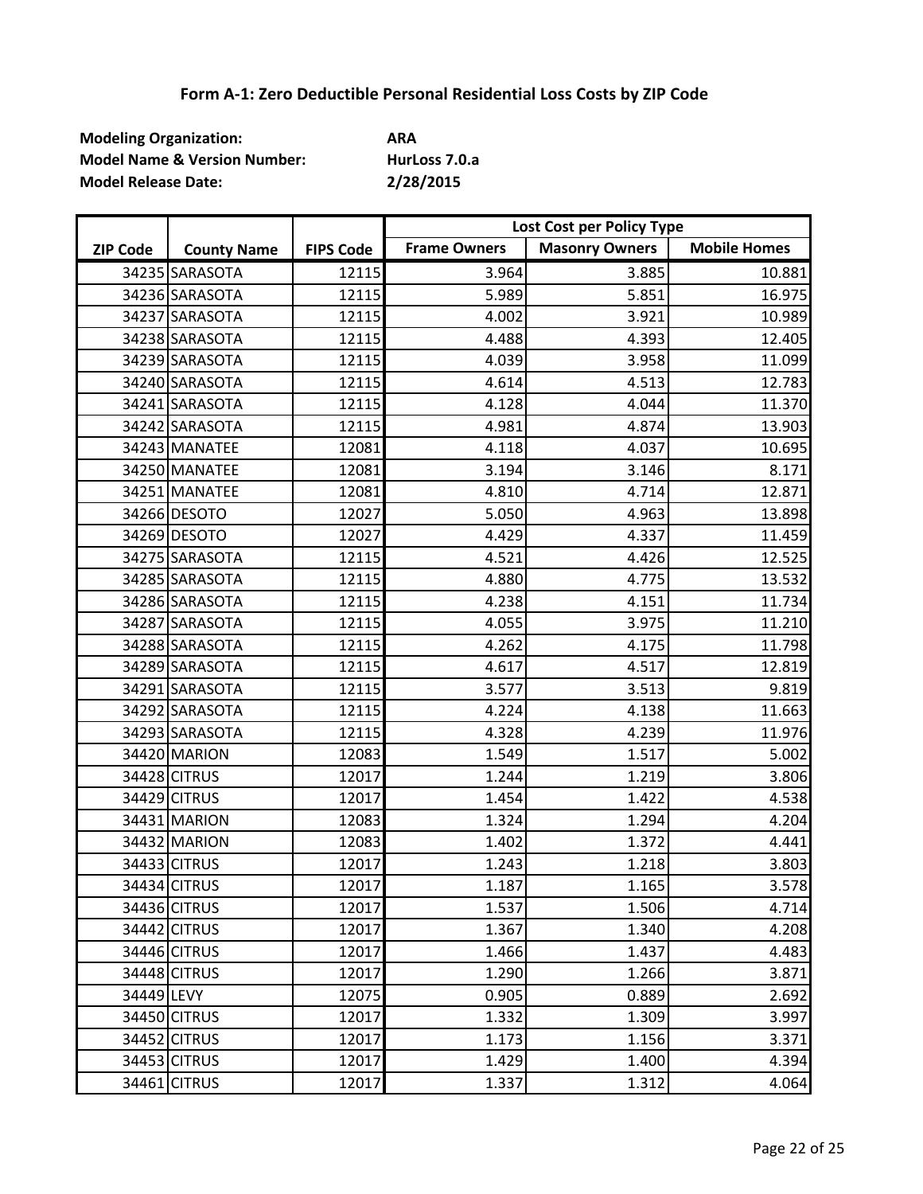# Form A-1: Zero Deductible Personal Residential Loss Costs by ZIP Code

**Modeling Organization:** ARA
**Model Name & Version Number:** HurLoss 7.0.a
**Model Release Date:** 2/28/2015

| ZIP Code | County Name | FIPS Code | Lost Cost per Policy Type | | |
|---|---|---|---|---|---|
| | | | Frame Owners | Masonry Owners | Mobile Homes |
| 34235 | SARASOTA | 12115 | 3.964 | 3.885 | 10.881 |
| 34236 | SARASOTA | 12115 | 5.989 | 5.851 | 16.975 |
| 34237 | SARASOTA | 12115 | 4.002 | 3.921 | 10.989 |
| 34238 | SARASOTA | 12115 | 4.488 | 4.393 | 12.405 |
| 34239 | SARASOTA | 12115 | 4.039 | 3.958 | 11.099 |
| 34240 | SARASOTA | 12115 | 4.614 | 4.513 | 12.783 |
| 34241 | SARASOTA | 12115 | 4.128 | 4.044 | 11.370 |
| 34242 | SARASOTA | 12115 | 4.981 | 4.874 | 13.903 |
| 34243 | MANATEE | 12081 | 4.118 | 4.037 | 10.695 |
| 34250 | MANATEE | 12081 | 3.194 | 3.146 | 8.171 |
| 34251 | MANATEE | 12081 | 4.810 | 4.714 | 12.871 |
| 34266 | DESOTO | 12027 | 5.050 | 4.963 | 13.898 |
| 34269 | DESOTO | 12027 | 4.429 | 4.337 | 11.459 |
| 34275 | SARASOTA | 12115 | 4.521 | 4.426 | 12.525 |
| 34285 | SARASOTA | 12115 | 4.880 | 4.775 | 13.532 |
| 34286 | SARASOTA | 12115 | 4.238 | 4.151 | 11.734 |
| 34287 | SARASOTA | 12115 | 4.055 | 3.975 | 11.210 |
| 34288 | SARASOTA | 12115 | 4.262 | 4.175 | 11.798 |
| 34289 | SARASOTA | 12115 | 4.617 | 4.517 | 12.819 |
| 34291 | SARASOTA | 12115 | 3.577 | 3.513 | 9.819 |
| 34292 | SARASOTA | 12115 | 4.224 | 4.138 | 11.663 |
| 34293 | SARASOTA | 12115 | 4.328 | 4.239 | 11.976 |
| 34420 | MARION | 12083 | 1.549 | 1.517 | 5.002 |
| 34428 | CITRUS | 12017 | 1.244 | 1.219 | 3.806 |
| 34429 | CITRUS | 12017 | 1.454 | 1.422 | 4.538 |
| 34431 | MARION | 12083 | 1.324 | 1.294 | 4.204 |
| 34432 | MARION | 12083 | 1.402 | 1.372 | 4.441 |
| 34433 | CITRUS | 12017 | 1.243 | 1.218 | 3.803 |
| 34434 | CITRUS | 12017 | 1.187 | 1.165 | 3.578 |
| 34436 | CITRUS | 12017 | 1.537 | 1.506 | 4.714 |
| 34442 | CITRUS | 12017 | 1.367 | 1.340 | 4.208 |
| 34446 | CITRUS | 12017 | 1.466 | 1.437 | 4.483 |
| 34448 | CITRUS | 12017 | 1.290 | 1.266 | 3.871 |
| 34449 | LEVY | 12075 | 0.905 | 0.889 | 2.692 |
| 34450 | CITRUS | 12017 | 1.332 | 1.309 | 3.997 |
| 34452 | CITRUS | 12017 | 1.173 | 1.156 | 3.371 |
| 34453 | CITRUS | 12017 | 1.429 | 1.400 | 4.394 |
| 34461 | CITRUS | 12017 | 1.337 | 1.312 | 4.064 |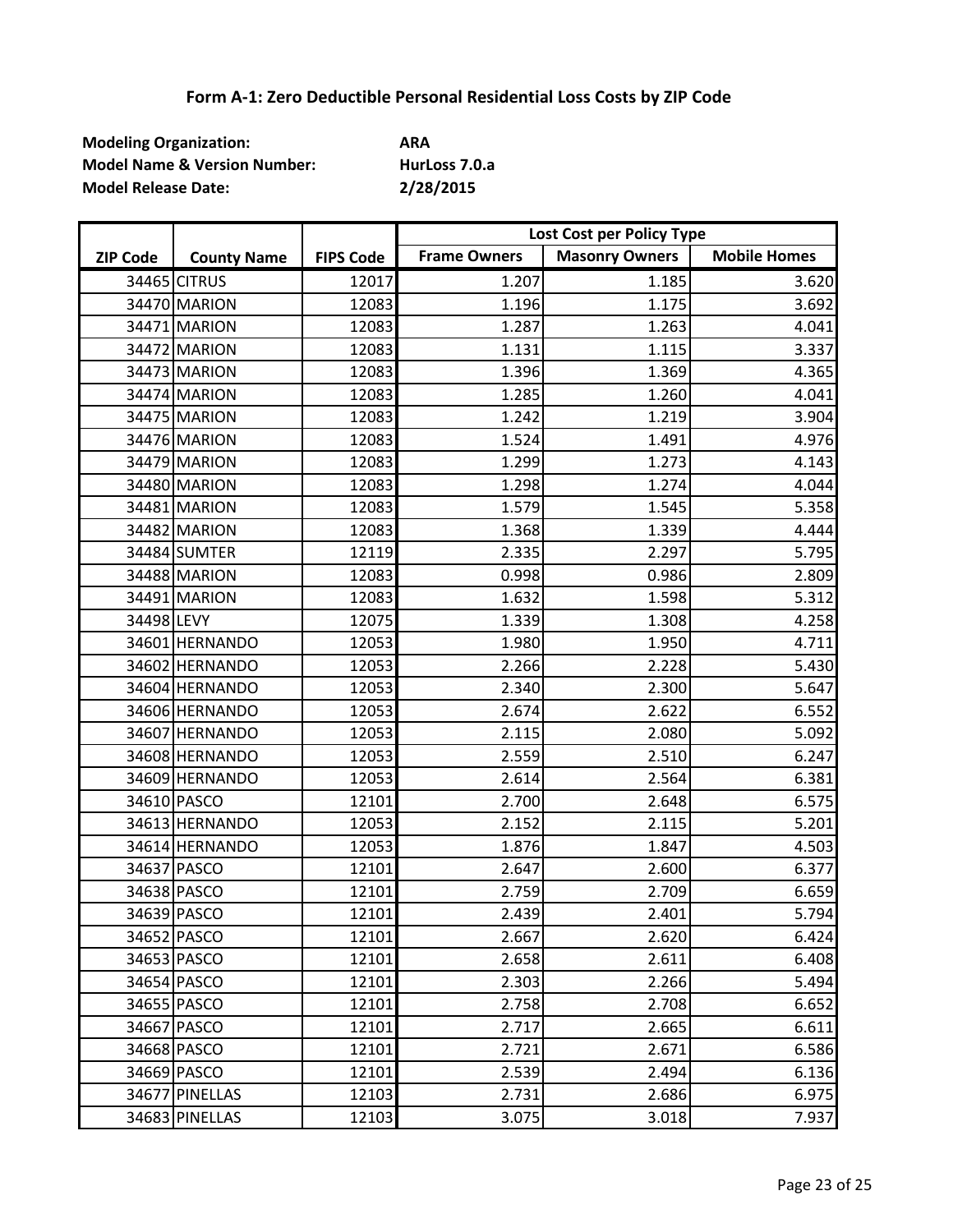# Form A-1: Zero Deductible Personal Residential Loss Costs by ZIP Code

**Modeling Organization:** ARA
**Model Name & Version Number:** HurLoss 7.0.a
**Model Release Date:** 2/28/2015

| ZIP Code | County Name | FIPS Code | Lost Cost per Policy Type | | |
|---|---|---|---|---|---|
| | | | Frame Owners | Masonry Owners | Mobile Homes |
| 34465 | CITRUS | 12017 | 1.207 | 1.185 | 3.620 |
| 34470 | MARION | 12083 | 1.196 | 1.175 | 3.692 |
| 34471 | MARION | 12083 | 1.287 | 1.263 | 4.041 |
| 34472 | MARION | 12083 | 1.131 | 1.115 | 3.337 |
| 34473 | MARION | 12083 | 1.396 | 1.369 | 4.365 |
| 34474 | MARION | 12083 | 1.285 | 1.260 | 4.041 |
| 34475 | MARION | 12083 | 1.242 | 1.219 | 3.904 |
| 34476 | MARION | 12083 | 1.524 | 1.491 | 4.976 |
| 34479 | MARION | 12083 | 1.299 | 1.273 | 4.143 |
| 34480 | MARION | 12083 | 1.298 | 1.274 | 4.044 |
| 34481 | MARION | 12083 | 1.579 | 1.545 | 5.358 |
| 34482 | MARION | 12083 | 1.368 | 1.339 | 4.444 |
| 34484 | SUMTER | 12119 | 2.335 | 2.297 | 5.795 |
| 34488 | MARION | 12083 | 0.998 | 0.986 | 2.809 |
| 34491 | MARION | 12083 | 1.632 | 1.598 | 5.312 |
| 34498 | LEVY | 12075 | 1.339 | 1.308 | 4.258 |
| 34601 | HERNANDO | 12053 | 1.980 | 1.950 | 4.711 |
| 34602 | HERNANDO | 12053 | 2.266 | 2.228 | 5.430 |
| 34604 | HERNANDO | 12053 | 2.340 | 2.300 | 5.647 |
| 34606 | HERNANDO | 12053 | 2.674 | 2.622 | 6.552 |
| 34607 | HERNANDO | 12053 | 2.115 | 2.080 | 5.092 |
| 34608 | HERNANDO | 12053 | 2.559 | 2.510 | 6.247 |
| 34609 | HERNANDO | 12053 | 2.614 | 2.564 | 6.381 |
| 34610 | PASCO | 12101 | 2.700 | 2.648 | 6.575 |
| 34613 | HERNANDO | 12053 | 2.152 | 2.115 | 5.201 |
| 34614 | HERNANDO | 12053 | 1.876 | 1.847 | 4.503 |
| 34637 | PASCO | 12101 | 2.647 | 2.600 | 6.377 |
| 34638 | PASCO | 12101 | 2.759 | 2.709 | 6.659 |
| 34639 | PASCO | 12101 | 2.439 | 2.401 | 5.794 |
| 34652 | PASCO | 12101 | 2.667 | 2.620 | 6.424 |
| 34653 | PASCO | 12101 | 2.658 | 2.611 | 6.408 |
| 34654 | PASCO | 12101 | 2.303 | 2.266 | 5.494 |
| 34655 | PASCO | 12101 | 2.758 | 2.708 | 6.652 |
| 34667 | PASCO | 12101 | 2.717 | 2.665 | 6.611 |
| 34668 | PASCO | 12101 | 2.721 | 2.671 | 6.586 |
| 34669 | PASCO | 12101 | 2.539 | 2.494 | 6.136 |
| 34677 | PINELLAS | 12103 | 2.731 | 2.686 | 6.975 |
| 34683 | PINELLAS | 12103 | 3.075 | 3.018 | 7.937 |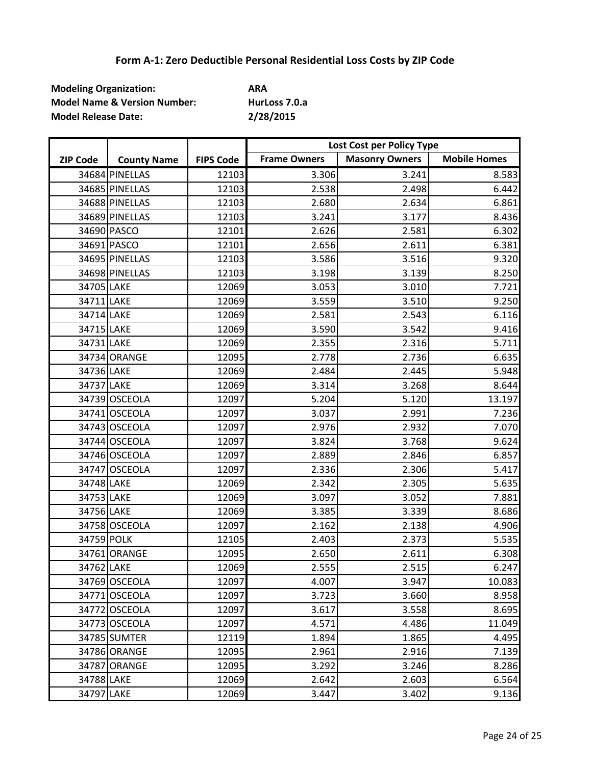## Form A-1: Zero Deductible Personal Residential Loss Costs by ZIP Code

**Modeling Organization:** ARA
**Model Name & Version Number:** HurLoss 7.0.a
**Model Release Date:** 2/28/2015

| ZIP Code | County Name | FIPS Code | Lost Cost per Policy Type | | |
|---|---|---|---|---|---|
| | | | **Frame Owners** | **Masonry Owners** | **Mobile Homes** |
| 34684 | PINELLAS | 12103 | 3.306 | 3.241 | 8.583 |
| 34685 | PINELLAS | 12103 | 2.538 | 2.498 | 6.442 |
| 34688 | PINELLAS | 12103 | 2.680 | 2.634 | 6.861 |
| 34689 | PINELLAS | 12103 | 3.241 | 3.177 | 8.436 |
| 34690 | PASCO | 12101 | 2.626 | 2.581 | 6.302 |
| 34691 | PASCO | 12101 | 2.656 | 2.611 | 6.381 |
| 34695 | PINELLAS | 12103 | 3.586 | 3.516 | 9.320 |
| 34698 | PINELLAS | 12103 | 3.198 | 3.139 | 8.250 |
| 34705 | LAKE | 12069 | 3.053 | 3.010 | 7.721 |
| 34711 | LAKE | 12069 | 3.559 | 3.510 | 9.250 |
| 34714 | LAKE | 12069 | 2.581 | 2.543 | 6.116 |
| 34715 | LAKE | 12069 | 3.590 | 3.542 | 9.416 |
| 34731 | LAKE | 12069 | 2.355 | 2.316 | 5.711 |
| 34734 | ORANGE | 12095 | 2.778 | 2.736 | 6.635 |
| 34736 | LAKE | 12069 | 2.484 | 2.445 | 5.948 |
| 34737 | LAKE | 12069 | 3.314 | 3.268 | 8.644 |
| 34739 | OSCEOLA | 12097 | 5.204 | 5.120 | 13.197 |
| 34741 | OSCEOLA | 12097 | 3.037 | 2.991 | 7.236 |
| 34743 | OSCEOLA | 12097 | 2.976 | 2.932 | 7.070 |
| 34744 | OSCEOLA | 12097 | 3.824 | 3.768 | 9.624 |
| 34746 | OSCEOLA | 12097 | 2.889 | 2.846 | 6.857 |
| 34747 | OSCEOLA | 12097 | 2.336 | 2.306 | 5.417 |
| 34748 | LAKE | 12069 | 2.342 | 2.305 | 5.635 |
| 34753 | LAKE | 12069 | 3.097 | 3.052 | 7.881 |
| 34756 | LAKE | 12069 | 3.385 | 3.339 | 8.686 |
| 34758 | OSCEOLA | 12097 | 2.162 | 2.138 | 4.906 |
| 34759 | POLK | 12105 | 2.403 | 2.373 | 5.535 |
| 34761 | ORANGE | 12095 | 2.650 | 2.611 | 6.308 |
| 34762 | LAKE | 12069 | 2.555 | 2.515 | 6.247 |
| 34769 | OSCEOLA | 12097 | 4.007 | 3.947 | 10.083 |
| 34771 | OSCEOLA | 12097 | 3.723 | 3.660 | 8.958 |
| 34772 | OSCEOLA | 12097 | 3.617 | 3.558 | 8.695 |
| 34773 | OSCEOLA | 12097 | 4.571 | 4.486 | 11.049 |
| 34785 | SUMTER | 12119 | 1.894 | 1.865 | 4.495 |
| 34786 | ORANGE | 12095 | 2.961 | 2.916 | 7.139 |
| 34787 | ORANGE | 12095 | 3.292 | 3.246 | 8.286 |
| 34788 | LAKE | 12069 | 2.642 | 2.603 | 6.564 |
| 34797 | LAKE | 12069 | 3.447 | 3.402 | 9.136 |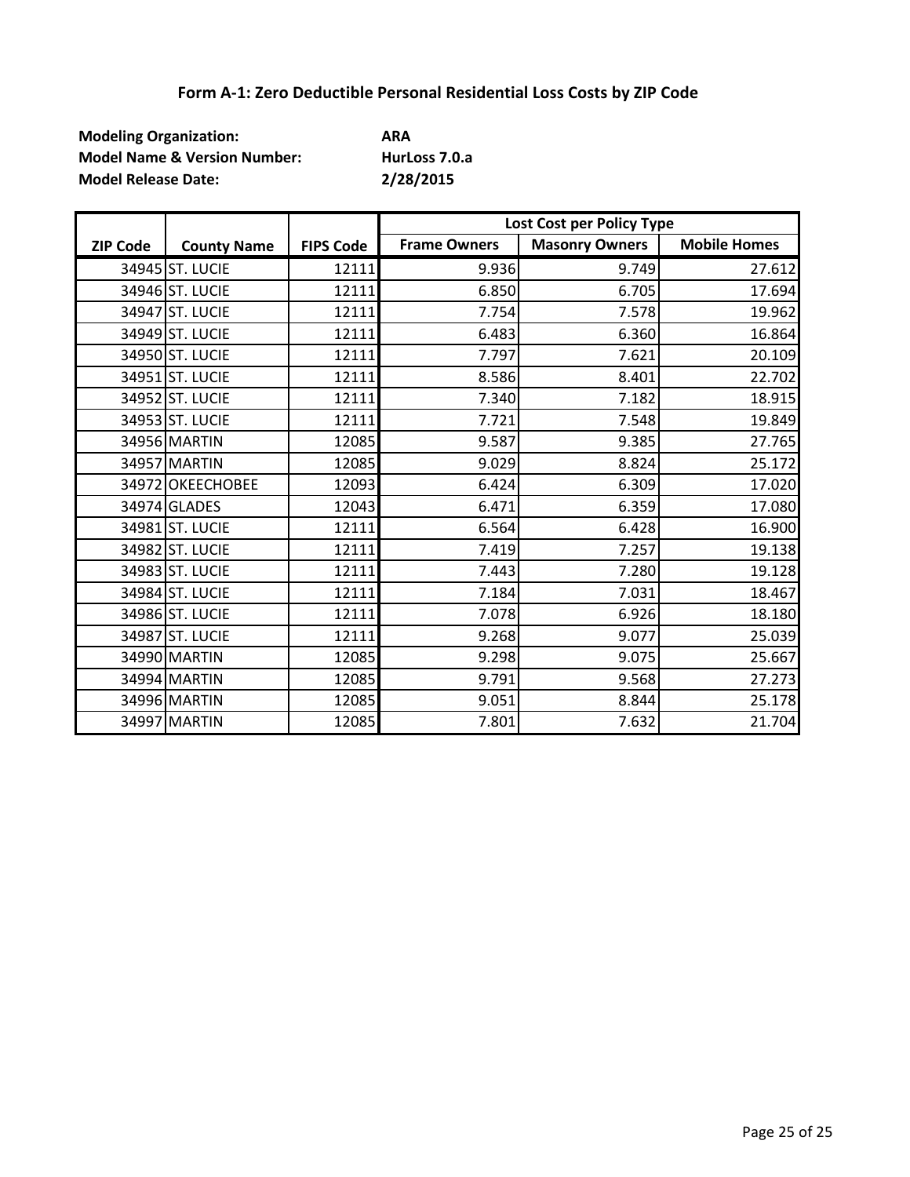# Form A-1: Zero Deductible Personal Residential Loss Costs by ZIP Code

**Modeling Organization:** **ARA**
**Model Name & Version Number:** **HurLoss 7.0.a**
**Model Release Date:** **2/28/2015**

| | | | Lost Cost per Policy Type | | |
|---|---|---|---|---|---|
| **ZIP Code** | **County Name** | **FIPS Code** | **Frame Owners** | **Masonry Owners** | **Mobile Homes** |
| 34945 | ST. LUCIE | 12111 | 9.936 | 9.749 | 27.612 |
| 34946 | ST. LUCIE | 12111 | 6.850 | 6.705 | 17.694 |
| 34947 | ST. LUCIE | 12111 | 7.754 | 7.578 | 19.962 |
| 34949 | ST. LUCIE | 12111 | 6.483 | 6.360 | 16.864 |
| 34950 | ST. LUCIE | 12111 | 7.797 | 7.621 | 20.109 |
| 34951 | ST. LUCIE | 12111 | 8.586 | 8.401 | 22.702 |
| 34952 | ST. LUCIE | 12111 | 7.340 | 7.182 | 18.915 |
| 34953 | ST. LUCIE | 12111 | 7.721 | 7.548 | 19.849 |
| 34956 | MARTIN | 12085 | 9.587 | 9.385 | 27.765 |
| 34957 | MARTIN | 12085 | 9.029 | 8.824 | 25.172 |
| 34972 | OKEECHOBEE | 12093 | 6.424 | 6.309 | 17.020 |
| 34974 | GLADES | 12043 | 6.471 | 6.359 | 17.080 |
| 34981 | ST. LUCIE | 12111 | 6.564 | 6.428 | 16.900 |
| 34982 | ST. LUCIE | 12111 | 7.419 | 7.257 | 19.138 |
| 34983 | ST. LUCIE | 12111 | 7.443 | 7.280 | 19.128 |
| 34984 | ST. LUCIE | 12111 | 7.184 | 7.031 | 18.467 |
| 34986 | ST. LUCIE | 12111 | 7.078 | 6.926 | 18.180 |
| 34987 | ST. LUCIE | 12111 | 9.268 | 9.077 | 25.039 |
| 34990 | MARTIN | 12085 | 9.298 | 9.075 | 25.667 |
| 34994 | MARTIN | 12085 | 9.791 | 9.568 | 27.273 |
| 34996 | MARTIN | 12085 | 9.051 | 8.844 | 25.178 |
| 34997 | MARTIN | 12085 | 7.801 | 7.632 | 21.704 |